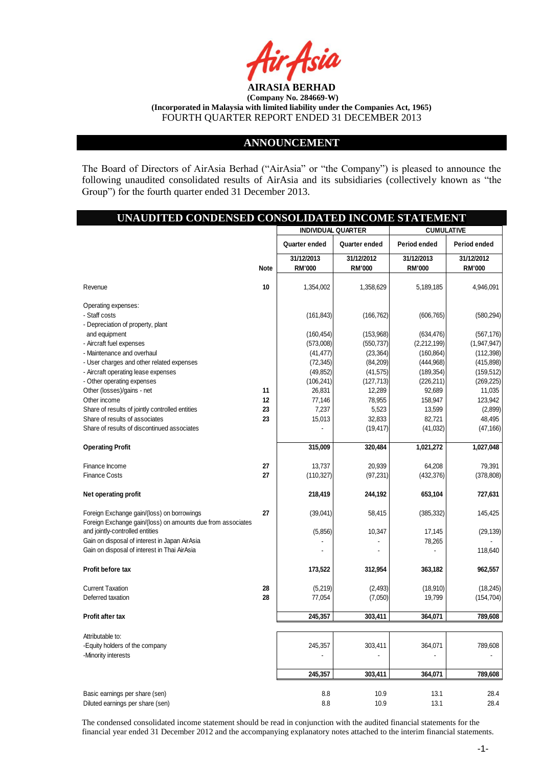**AIRASIA BERHAD**

**(Company No. 284669-W)**

**(Incorporated in Malaysia with limited liability under the Companies Act, 1965)**

FOURTH QUARTER REPORT ENDED 31 DECEMBER 2013

## ANNOUNCEMENT

The Board of Directors of AirAsia Berhad ("AirAsia" or "the Company") is pleased to announce the following unaudited consolidated results of AirAsia and its subsidiaries (collectively known as "the Group") for the fourth quarter ended 31 December 2013.

## UNAUDITED CONDENSED CONSOLIDATED INCOME STATEMENT

| | | INDIVIDUAL QUARTER | | CUMULATIVE | |
|---|---|---|---|---|---|
| | | Quarter ended | Quarter ended | Period ended | Period ended |
| | Note | 31/12/2013 RM'000 | 31/12/2012 RM'000 | 31/12/2013 RM'000 | 31/12/2012 RM'000 |
| Revenue | 10 | 1,354,002 | 1,358,629 | 5,189,185 | 4,946,091 |
| Operating expenses: | | | | | |
| - Staff costs | | (161,843) | (166,762) | (606,765) | (580,294) |
| - Depreciation of property, plant and equipment | | (160,454) | (153,968) | (634,476) | (567,176) |
| - Aircraft fuel expenses | | (573,008) | (550,737) | (2,212,199) | (1,947,947) |
| - Maintenance and overhaul | | (41,477) | (23,364) | (160,864) | (112,398) |
| - User charges and other related expenses | | (72,345) | (84,209) | (444,968) | (415,898) |
| - Aircraft operating lease expenses | | (49,852) | (41,575) | (189,354) | (159,512) |
| - Other operating expenses | | (106,241) | (127,713) | (226,211) | (269,225) |
| Other (losses)/gains - net | 11 | 26,831 | 12,289 | 92,689 | 11,035 |
| Other income | 12 | 77,146 | 78,955 | 158,947 | 123,942 |
| Share of results of jointly controlled entities | 23 | 7,237 | 5,523 | 13,599 | (2,899) |
| Share of results of associates | 23 | 15,013 | 32,833 | 82,721 | 48,495 |
| Share of results of discontinued associates | | - | (19,417) | (41,032) | (47,166) |
| **Operating Profit** | | **315,009** | **320,484** | **1,021,272** | **1,027,048** |
| Finance Income | 27 | 13,737 | 20,939 | 64,208 | 79,391 |
| Finance Costs | 27 | (110,327) | (97,231) | (432,376) | (378,808) |
| **Net operating profit** | | **218,419** | **244,192** | **653,104** | **727,631** |
| Foreign Exchange gain/(loss) on borrowings | 27 | (39,041) | 58,415 | (385,332) | 145,425 |
| Foreign Exchange gain/(loss) on amounts due from associates and jointly-controlled entities | | (5,856) | 10,347 | 17,145 | (29,139) |
| Gain on disposal of interest in Japan AirAsia | | - | - | 78,265 | - |
| Gain on disposal of interest in Thai AirAsia | | - | - | - | 118,640 |
| **Profit before tax** | | **173,522** | **312,954** | **363,182** | **962,557** |
| Current Taxation | 28 | (5,219) | (2,493) | (18,910) | (18,245) |
| Deferred taxation | 28 | 77,054 | (7,050) | 19,799 | (154,704) |
| **Profit after tax** | | **245,357** | **303,411** | **364,071** | **789,608** |
| Attributable to: | | | | | |
| -Equity holders of the company | | 245,357 | 303,411 | 364,071 | 789,608 |
| -Minority interests | | - | - | - | - |
| | | **245,357** | **303,411** | **364,071** | **789,608** |
| Basic earnings per share (sen) | | 8.8 | 10.9 | 13.1 | 28.4 |
| Diluted earnings per share (sen) | | 8.8 | 10.9 | 13.1 | 28.4 |

The condensed consolidated income statement should be read in conjunction with the audited financial statements for the financial year ended 31 December 2012 and the accompanying explanatory notes attached to the interim financial statements.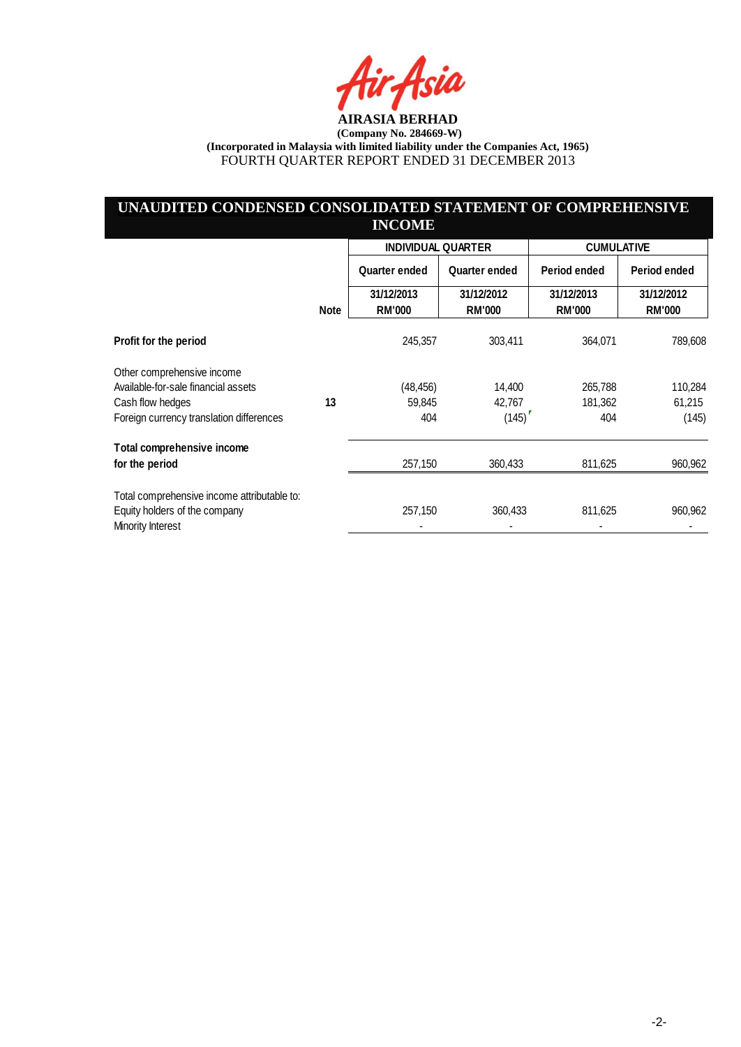**AIRASIA BERHAD**

**(Company No. 284669-W)**

**(Incorporated in Malaysia with limited liability under the Companies Act, 1965)**

FOURTH QUARTER REPORT ENDED 31 DECEMBER 2013

## UNAUDITED CONDENSED CONSOLIDATED STATEMENT OF COMPREHENSIVE INCOME

| | Note | INDIVIDUAL QUARTER | | CUMULATIVE | |
|---|---|---|---|---|---|
| | | Quarter ended | Quarter ended | Period ended | Period ended |
| | | 31/12/2013 RM'000 | 31/12/2012 RM'000 | 31/12/2013 RM'000 | 31/12/2012 RM'000 |
| **Profit for the period** | | 245,357 | 303,411 | 364,071 | 789,608 |
| Other comprehensive income | | | | | |
| Available-for-sale financial assets | | (48,456) | 14,400 | 265,788 | 110,284 |
| Cash flow hedges | 13 | 59,845 | 42,767 | 181,362 | 61,215 |
| Foreign currency translation differences | | 404 | (145) | 404 | (145) |
| **Total comprehensive income for the period** | | 257,150 | 360,433 | 811,625 | 960,962 |
| Total comprehensive income attributable to: | | | | | |
| Equity holders of the company | | 257,150 | 360,433 | 811,625 | 960,962 |
| Minority Interest | | - | - | - | - |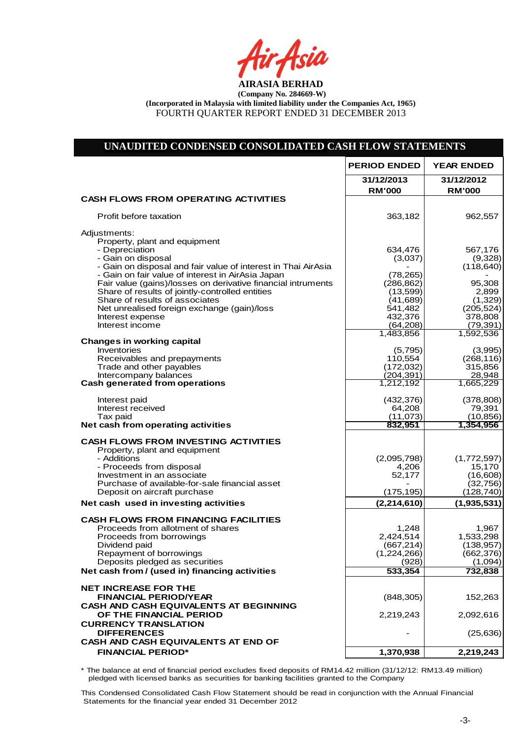**AIRASIA BERHAD**

**(Company No. 284669-W)**

**(Incorporated in Malaysia with limited liability under the Companies Act, 1965)**

FOURTH QUARTER REPORT ENDED 31 DECEMBER 2013

## UNAUDITED CONDENSED CONSOLIDATED CASH FLOW STATEMENTS

| | PERIOD ENDED | YEAR ENDED |
|---|---|---|
| | 31/12/2013 | 31/12/2012 |
| | RM'000 | RM'000 |
| **CASH FLOWS FROM OPERATING ACTIVITIES** | | |
| Profit before taxation | 363,182 | 962,557 |
| Adjustments: | | |
| Property, plant and equipment | | |
| - Depreciation | 634,476 | 567,176 |
| - Gain on disposal | (3,037) | (9,328) |
| - Gain on disposal and fair value of interest in Thai AirAsia | - | (118,640) |
| - Gain on fair value of interest in AirAsia Japan | (78,265) | - |
| Fair value (gains)/losses on derivative financial intruments | (286,862) | 95,308 |
| Share of results of jointly-controlled entities | (13,599) | 2,899 |
| Share of results of associates | (41,689) | (1,329) |
| Net unrealised foreign exchange (gain)/loss | 541,482 | (205,524) |
| Interest expense | 432,376 | 378,808 |
| Interest income | (64,208) | (79,391) |
| | 1,483,856 | 1,592,536 |
| **Changes in working capital** | | |
| Inventories | (5,795) | (3,995) |
| Receivables and prepayments | 110,554 | (268,116) |
| Trade and other payables | (172,032) | 315,856 |
| Intercompany balances | (204,391) | 28,948 |
| **Cash generated from operations** | 1,212,192 | 1,665,229 |
| Interest paid | (432,376) | (378,808) |
| Interest received | 64,208 | 79,391 |
| Tax paid | (11,073) | (10,856) |
| **Net cash from operating activities** | **832,951** | **1,354,956** |
| **CASH FLOWS FROM INVESTING ACTIVITIES** | | |
| Property, plant and equipment | | |
| - Additions | (2,095,798) | (1,772,597) |
| - Proceeds from disposal | 4,206 | 15,170 |
| Investment in an associate | 52,177 | (16,608) |
| Purchase of available-for-sale financial asset | - | (32,756) |
| Deposit on aircraft purchase | (175,195) | (128,740) |
| **Net cash used in investing activities** | **(2,214,610)** | **(1,935,531)** |
| **CASH FLOWS FROM FINANCING FACILITIES** | | |
| Proceeds from allotment of shares | 1,248 | 1,967 |
| Proceeds from borrowings | 2,424,514 | 1,533,298 |
| Dividend paid | (667,214) | (138,957) |
| Repayment of borrowings | (1,224,266) | (662,376) |
| Deposits pledged as securities | (928) | (1,094) |
| **Net cash from / (used in) financing activities** | **533,354** | **732,838** |
| **NET INCREASE FOR THE FINANCIAL PERIOD/YEAR** | (848,305) | 152,263 |
| **CASH AND CASH EQUIVALENTS AT BEGINNING OF THE FINANCIAL PERIOD** | 2,219,243 | 2,092,616 |
| **CURRENCY TRANSLATION DIFFERENCES** | - | (25,636) |
| **CASH AND CASH EQUIVALENTS AT END OF FINANCIAL PERIOD*** | **1,370,938** | **2,219,243** |

* The balance at end of financial period excludes fixed deposits of RM14.42 million (31/12/12: RM13.49 million) pledged with licensed banks as securities for banking facilities granted to the Company

This Condensed Consolidated Cash Flow Statement should be read in conjunction with the Annual Financial Statements for the financial year ended 31 December 2012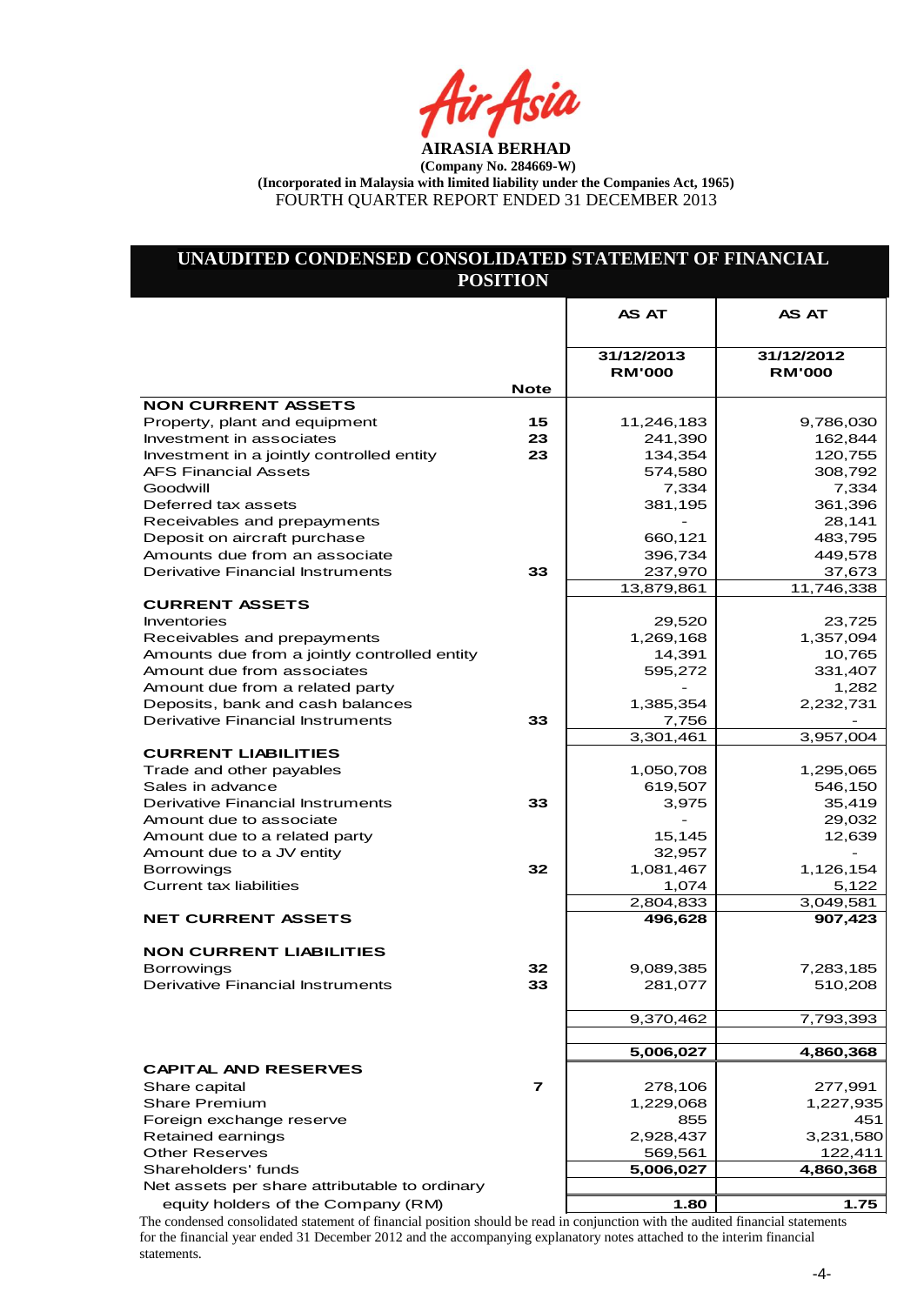**AIRASIA BERHAD**

**(Company No. 284669-W)**

**(Incorporated in Malaysia with limited liability under the Companies Act, 1965)**

FOURTH QUARTER REPORT ENDED 31 DECEMBER 2013

## UNAUDITED CONDENSED CONSOLIDATED STATEMENT OF FINANCIAL POSITION

| | Note | AS AT 31/12/2013 RM'000 | AS AT 31/12/2012 RM'000 |
|---|---|---|---|
| **NON CURRENT ASSETS** | | | |
| Property, plant and equipment | 15 | 11,246,183 | 9,786,030 |
| Investment in associates | 23 | 241,390 | 162,844 |
| Investment in a jointly controlled entity | 23 | 134,354 | 120,755 |
| AFS Financial Assets | | 574,580 | 308,792 |
| Goodwill | | 7,334 | 7,334 |
| Deferred tax assets | | 381,195 | 361,396 |
| Receivables and prepayments | | - | 28,141 |
| Deposit on aircraft purchase | | 660,121 | 483,795 |
| Amounts due from an associate | | 396,734 | 449,578 |
| Derivative Financial Instruments | 33 | 237,970 | 37,673 |
| | | 13,879,861 | 11,746,338 |
| **CURRENT ASSETS** | | | |
| Inventories | | 29,520 | 23,725 |
| Receivables and prepayments | | 1,269,168 | 1,357,094 |
| Amounts due from a jointly controlled entity | | 14,391 | 10,765 |
| Amount due from associates | | 595,272 | 331,407 |
| Amount due from a related party | | - | 1,282 |
| Deposits, bank and cash balances | | 1,385,354 | 2,232,731 |
| Derivative Financial Instruments | 33 | 7,756 | - |
| | | 3,301,461 | 3,957,004 |
| **CURRENT LIABILITIES** | | | |
| Trade and other payables | | 1,050,708 | 1,295,065 |
| Sales in advance | | 619,507 | 546,150 |
| Derivative Financial Instruments | 33 | 3,975 | 35,419 |
| Amount due to associate | | - | 29,032 |
| Amount due to a related party | | 15,145 | 12,639 |
| Amount due to a JV entity | | 32,957 | - |
| Borrowings | 32 | 1,081,467 | 1,126,154 |
| Current tax liabilities | | 1,074 | 5,122 |
| | | 2,804,833 | 3,049,581 |
| **NET CURRENT ASSETS** | | **496,628** | **907,423** |
| **NON CURRENT LIABILITIES** | | | |
| Borrowings | 32 | 9,089,385 | 7,283,185 |
| Derivative Financial Instruments | 33 | 281,077 | 510,208 |
| | | 9,370,462 | 7,793,393 |
| | | **5,006,027** | **4,860,368** |
| **CAPITAL AND RESERVES** | | | |
| Share capital | 7 | 278,106 | 277,991 |
| Share Premium | | 1,229,068 | 1,227,935 |
| Foreign exchange reserve | | 855 | 451 |
| Retained earnings | | 2,928,437 | 3,231,580 |
| Other Reserves | | 569,561 | 122,411 |
| Shareholders' funds | | **5,006,027** | **4,860,368** |
| Net assets per share attributable to ordinary equity holders of the Company (RM) | | **1.80** | **1.75** |

The condensed consolidated statement of financial position should be read in conjunction with the audited financial statements for the financial year ended 31 December 2012 and the accompanying explanatory notes attached to the interim financial statements.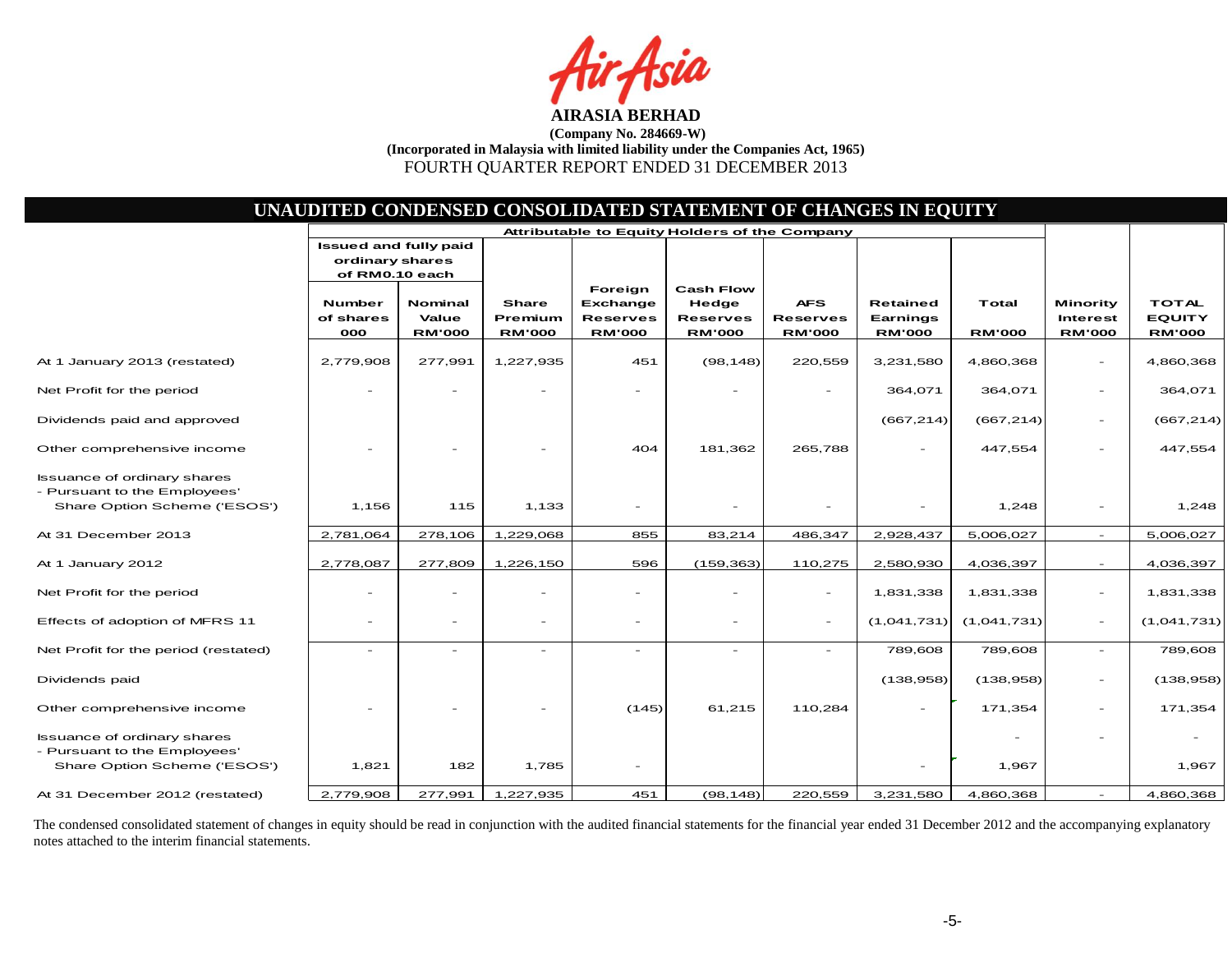# AIRASIA BERHAD

**(Company No. 284669-W)**

**(Incorporated in Malaysia with limited liability under the Companies Act, 1965)**

FOURTH QUARTER REPORT ENDED 31 DECEMBER 2013

## UNAUDITED CONDENSED CONSOLIDATED STATEMENT OF CHANGES IN EQUITY

| | Attributable to Equity Holders of the Company | | | | | | | | | |
|---|---|---|---|---|---|---|---|---|---|---|
| | Issued and fully paid ordinary shares of RM0.10 each | | | | | | | | | |
| | Number of shares 000 | Nominal Value RM'000 | Share Premium RM'000 | Foreign Exchange Reserves RM'000 | Cash Flow Hedge Reserves RM'000 | AFS Reserves RM'000 | Retained Earnings RM'000 | Total RM'000 | Minority Interest RM'000 | TOTAL EQUITY RM'000 |
| At 1 January 2013 (restated) | 2,779,908 | 277,991 | 1,227,935 | 451 | (98,148) | 220,559 | 3,231,580 | 4,860,368 | - | 4,860,368 |
| Net Profit for the period | - | - | - | - | - | - | 364,071 | 364,071 | - | 364,071 |
| Dividends paid and approved | | | | | | | (667,214) | (667,214) | - | (667,214) |
| Other comprehensive income | - | - | - | 404 | 181,362 | 265,788 | - | 447,554 | - | 447,554 |
| Issuance of ordinary shares - Pursuant to the Employees' Share Option Scheme ('ESOS') | 1,156 | 115 | 1,133 | - | - | - | - | 1,248 | - | 1,248 |
| At 31 December 2013 | 2,781,064 | 278,106 | 1,229,068 | 855 | 83,214 | 486,347 | 2,928,437 | 5,006,027 | - | 5,006,027 |
| At 1 January 2012 | 2,778,087 | 277,809 | 1,226,150 | 596 | (159,363) | 110,275 | 2,580,930 | 4,036,397 | - | 4,036,397 |
| Net Profit for the period | - | - | - | - | - | - | 1,831,338 | 1,831,338 | - | 1,831,338 |
| Effects of adoption of MFRS 11 | - | - | - | - | - | - | (1,041,731) | (1,041,731) | - | (1,041,731) |
| Net Profit for the period (restated) | - | - | - | - | - | - | 789,608 | 789,608 | - | 789,608 |
| Dividends paid | | | | | | | (138,958) | (138,958) | - | (138,958) |
| Other comprehensive income | - | - | - | (145) | 61,215 | 110,284 | - | 171,354 | - | 171,354 |
| Issuance of ordinary shares - Pursuant to the Employees' Share Option Scheme ('ESOS') | 1,821 | 182 | 1,785 | - | | | - | 1,967 | - | 1,967 |
| At 31 December 2012 (restated) | 2,779,908 | 277,991 | 1,227,935 | 451 | (98,148) | 220,559 | 3,231,580 | 4,860,368 | - | 4,860,368 |

The condensed consolidated statement of changes in equity should be read in conjunction with the audited financial statements for the financial year ended 31 December 2012 and the accompanying explanatory notes attached to the interim financial statements.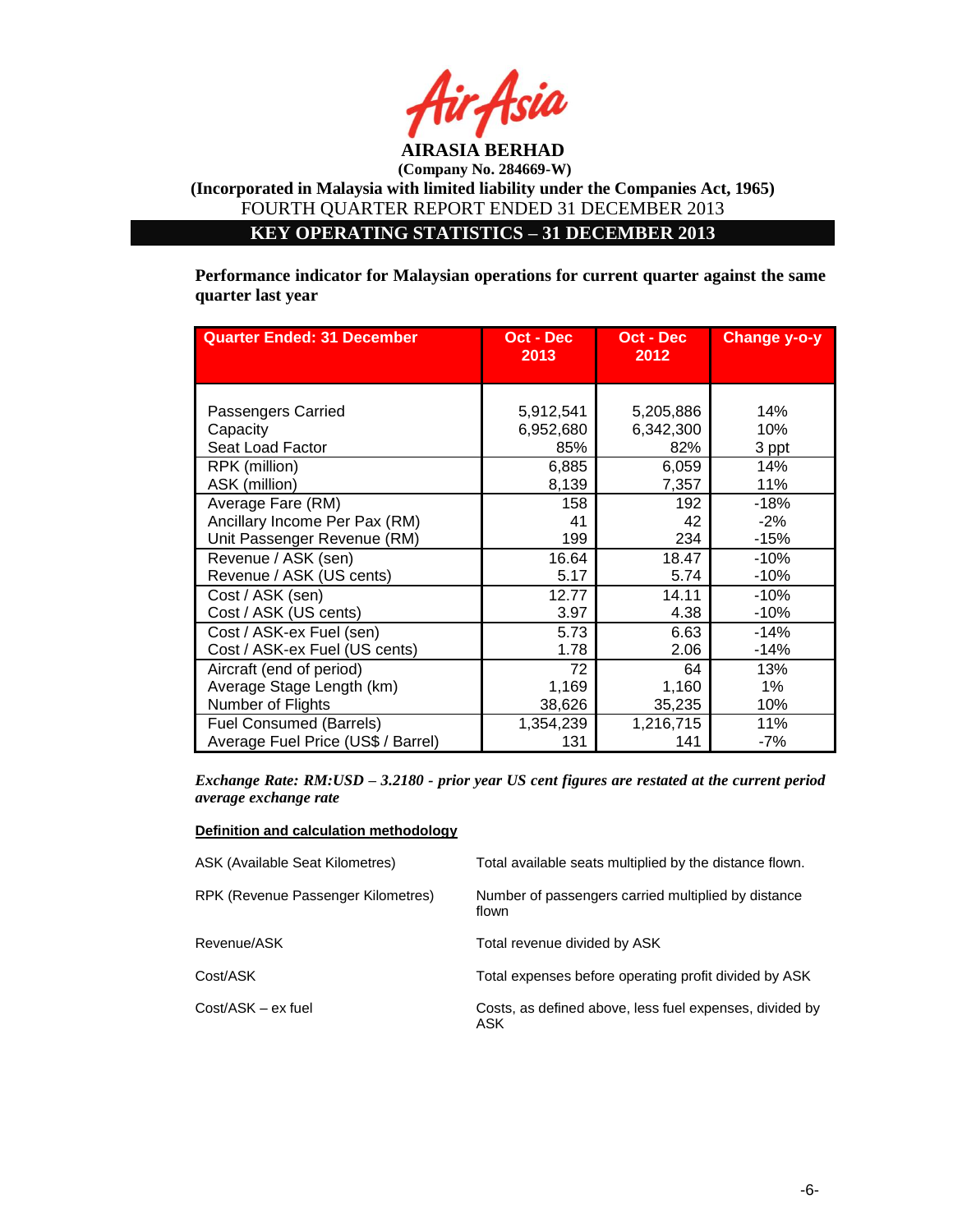**AIRASIA BERHAD**
**(Company No. 284669-W)**
**(Incorporated in Malaysia with limited liability under the Companies Act, 1965)**
FOURTH QUARTER REPORT ENDED 31 DECEMBER 2013

## KEY OPERATING STATISTICS – 31 DECEMBER 2013

**Performance indicator for Malaysian operations for current quarter against the same quarter last year**

| Quarter Ended: 31 December | Oct - Dec 2013 | Oct - Dec 2012 | Change y-o-y |
|---|---|---|---|
| Passengers Carried | 5,912,541 | 5,205,886 | 14% |
| Capacity | 6,952,680 | 6,342,300 | 10% |
| Seat Load Factor | 85% | 82% | 3 ppt |
| RPK (million) | 6,885 | 6,059 | 14% |
| ASK (million) | 8,139 | 7,357 | 11% |
| Average Fare (RM) | 158 | 192 | -18% |
| Ancillary Income Per Pax (RM) | 41 | 42 | -2% |
| Unit Passenger Revenue (RM) | 199 | 234 | -15% |
| Revenue / ASK (sen) | 16.64 | 18.47 | -10% |
| Revenue / ASK (US cents) | 5.17 | 5.74 | -10% |
| Cost / ASK (sen) | 12.77 | 14.11 | -10% |
| Cost / ASK (US cents) | 3.97 | 4.38 | -10% |
| Cost / ASK-ex Fuel (sen) | 5.73 | 6.63 | -14% |
| Cost / ASK-ex Fuel (US cents) | 1.78 | 2.06 | -14% |
| Aircraft (end of period) | 72 | 64 | 13% |
| Average Stage Length (km) | 1,169 | 1,160 | 1% |
| Number of Flights | 38,626 | 35,235 | 10% |
| Fuel Consumed (Barrels) | 1,354,239 | 1,216,715 | 11% |
| Average Fuel Price (US$ / Barrel) | 131 | 141 | -7% |

***Exchange Rate: RM:USD – 3.2180 - prior year US cent figures are restated at the current period average exchange rate***

**Definition and calculation methodology**

| | |
|---|---|
| ASK (Available Seat Kilometres) | Total available seats multiplied by the distance flown. |
| RPK (Revenue Passenger Kilometres) | Number of passengers carried multiplied by distance flown |
| Revenue/ASK | Total revenue divided by ASK |
| Cost/ASK | Total expenses before operating profit divided by ASK |
| Cost/ASK – ex fuel | Costs, as defined above, less fuel expenses, divided by ASK |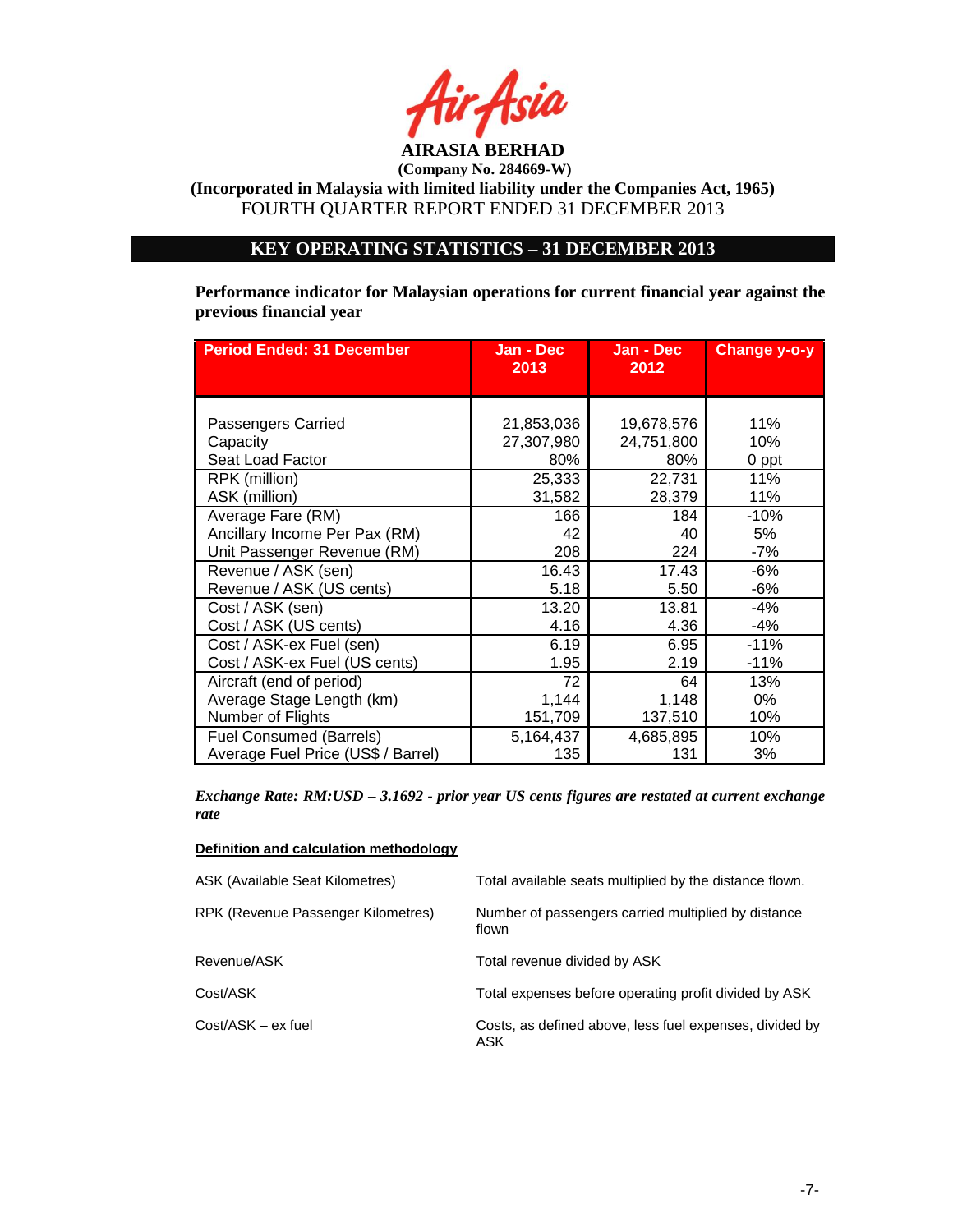**AIRASIA BERHAD**

**(Company No. 284669-W)**

**(Incorporated in Malaysia with limited liability under the Companies Act, 1965)**

FOURTH QUARTER REPORT ENDED 31 DECEMBER 2013

## KEY OPERATING STATISTICS – 31 DECEMBER 2013

**Performance indicator for Malaysian operations for current financial year against the previous financial year**

| Period Ended: 31 December | Jan - Dec 2013 | Jan - Dec 2012 | Change y-o-y |
|---|---|---|---|
| Passengers Carried | 21,853,036 | 19,678,576 | 11% |
| Capacity | 27,307,980 | 24,751,800 | 10% |
| Seat Load Factor | 80% | 80% | 0 ppt |
| RPK (million) | 25,333 | 22,731 | 11% |
| ASK (million) | 31,582 | 28,379 | 11% |
| Average Fare (RM) | 166 | 184 | -10% |
| Ancillary Income Per Pax (RM) | 42 | 40 | 5% |
| Unit Passenger Revenue (RM) | 208 | 224 | -7% |
| Revenue / ASK (sen) | 16.43 | 17.43 | -6% |
| Revenue / ASK (US cents) | 5.18 | 5.50 | -6% |
| Cost / ASK (sen) | 13.20 | 13.81 | -4% |
| Cost / ASK (US cents) | 4.16 | 4.36 | -4% |
| Cost / ASK-ex Fuel (sen) | 6.19 | 6.95 | -11% |
| Cost / ASK-ex Fuel (US cents) | 1.95 | 2.19 | -11% |
| Aircraft (end of period) | 72 | 64 | 13% |
| Average Stage Length (km) | 1,144 | 1,148 | 0% |
| Number of Flights | 151,709 | 137,510 | 10% |
| Fuel Consumed (Barrels) | 5,164,437 | 4,685,895 | 10% |
| Average Fuel Price (US$ / Barrel) | 135 | 131 | 3% |

***Exchange Rate: RM:USD – 3.1692 - prior year US cents figures are restated at current exchange rate***

**Definition and calculation methodology**

| | |
|---|---|
| ASK (Available Seat Kilometres) | Total available seats multiplied by the distance flown. |
| RPK (Revenue Passenger Kilometres) | Number of passengers carried multiplied by distance flown |
| Revenue/ASK | Total revenue divided by ASK |
| Cost/ASK | Total expenses before operating profit divided by ASK |
| Cost/ASK – ex fuel | Costs, as defined above, less fuel expenses, divided by ASK |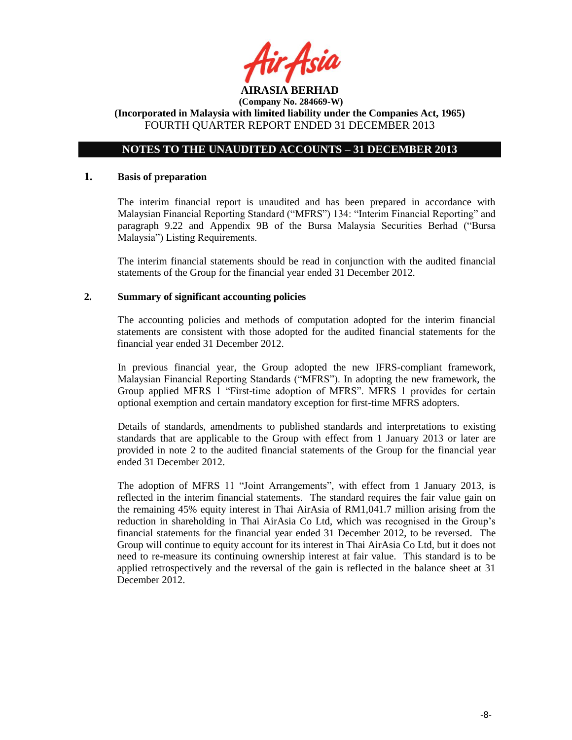# AIRASIA BERHAD

**(Company No. 284669-W)**

**(Incorporated in Malaysia with limited liability under the Companies Act, 1965)**

FOURTH QUARTER REPORT ENDED 31 DECEMBER 2013

## NOTES TO THE UNAUDITED ACCOUNTS – 31 DECEMBER 2013

### 1. Basis of preparation

The interim financial report is unaudited and has been prepared in accordance with Malaysian Financial Reporting Standard ("MFRS") 134: "Interim Financial Reporting" and paragraph 9.22 and Appendix 9B of the Bursa Malaysia Securities Berhad ("Bursa Malaysia") Listing Requirements.

The interim financial statements should be read in conjunction with the audited financial statements of the Group for the financial year ended 31 December 2012.

### 2. Summary of significant accounting policies

The accounting policies and methods of computation adopted for the interim financial statements are consistent with those adopted for the audited financial statements for the financial year ended 31 December 2012.

In previous financial year, the Group adopted the new IFRS-compliant framework, Malaysian Financial Reporting Standards ("MFRS"). In adopting the new framework, the Group applied MFRS 1 "First-time adoption of MFRS". MFRS 1 provides for certain optional exemption and certain mandatory exception for first-time MFRS adopters.

Details of standards, amendments to published standards and interpretations to existing standards that are applicable to the Group with effect from 1 January 2013 or later are provided in note 2 to the audited financial statements of the Group for the financial year ended 31 December 2012.

The adoption of MFRS 11 "Joint Arrangements", with effect from 1 January 2013, is reflected in the interim financial statements. The standard requires the fair value gain on the remaining 45% equity interest in Thai AirAsia of RM1,041.7 million arising from the reduction in shareholding in Thai AirAsia Co Ltd, which was recognised in the Group's financial statements for the financial year ended 31 December 2012, to be reversed. The Group will continue to equity account for its interest in Thai AirAsia Co Ltd, but it does not need to re-measure its continuing ownership interest at fair value. This standard is to be applied retrospectively and the reversal of the gain is reflected in the balance sheet at 31 December 2012.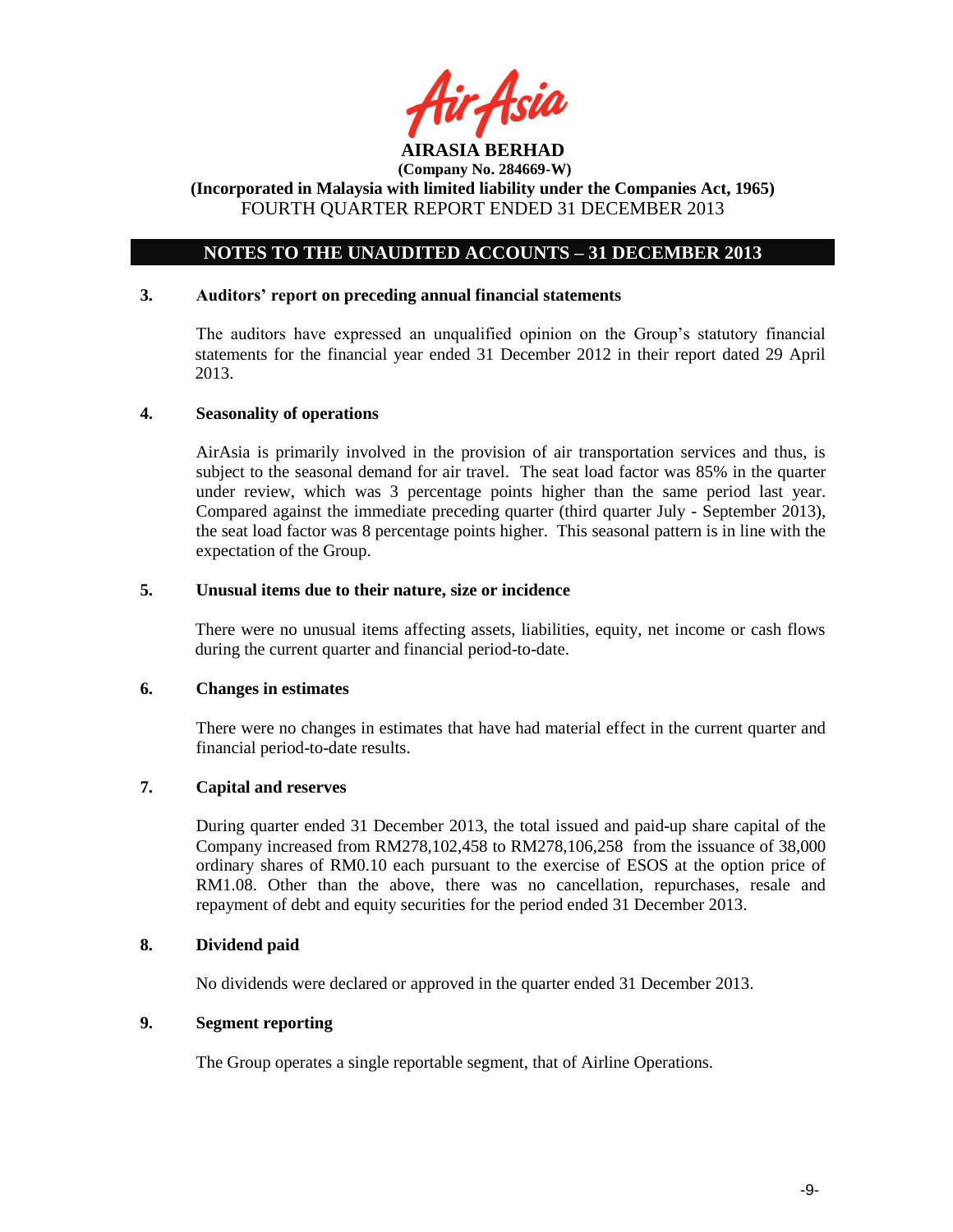**AIRASIA BERHAD**
**(Company No. 284669-W)**
**(Incorporated in Malaysia with limited liability under the Companies Act, 1965)**
FOURTH QUARTER REPORT ENDED 31 DECEMBER 2013

## NOTES TO THE UNAUDITED ACCOUNTS – 31 DECEMBER 2013

### 3. Auditors' report on preceding annual financial statements

The auditors have expressed an unqualified opinion on the Group's statutory financial statements for the financial year ended 31 December 2012 in their report dated 29 April 2013.

### 4. Seasonality of operations

AirAsia is primarily involved in the provision of air transportation services and thus, is subject to the seasonal demand for air travel. The seat load factor was 85% in the quarter under review, which was 3 percentage points higher than the same period last year. Compared against the immediate preceding quarter (third quarter July - September 2013), the seat load factor was 8 percentage points higher. This seasonal pattern is in line with the expectation of the Group.

### 5. Unusual items due to their nature, size or incidence

There were no unusual items affecting assets, liabilities, equity, net income or cash flows during the current quarter and financial period-to-date.

### 6. Changes in estimates

There were no changes in estimates that have had material effect in the current quarter and financial period-to-date results.

### 7. Capital and reserves

During quarter ended 31 December 2013, the total issued and paid-up share capital of the Company increased from RM278,102,458 to RM278,106,258 from the issuance of 38,000 ordinary shares of RM0.10 each pursuant to the exercise of ESOS at the option price of RM1.08. Other than the above, there was no cancellation, repurchases, resale and repayment of debt and equity securities for the period ended 31 December 2013.

### 8. Dividend paid

No dividends were declared or approved in the quarter ended 31 December 2013.

### 9. Segment reporting

The Group operates a single reportable segment, that of Airline Operations.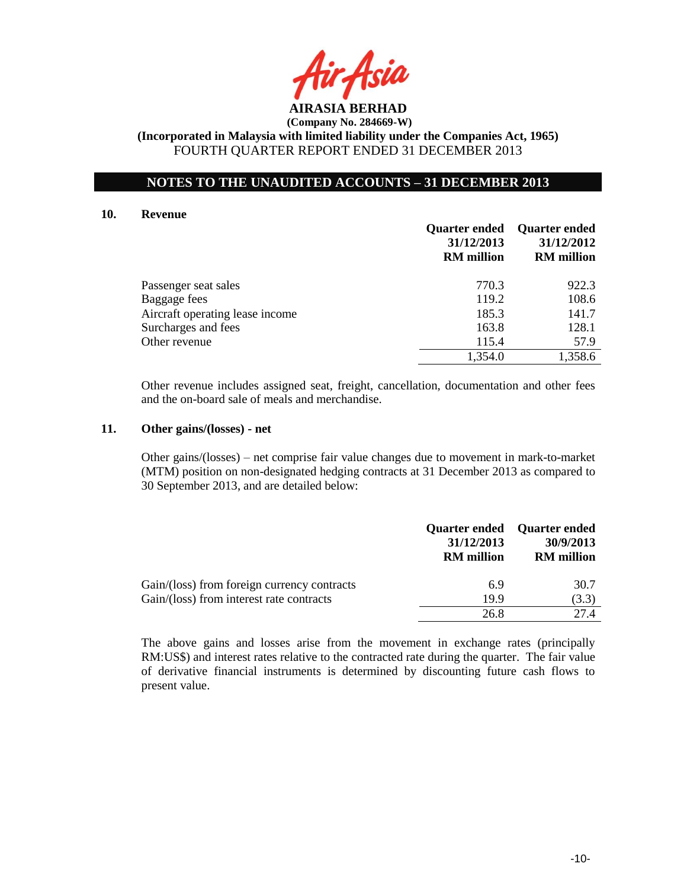**AIRASIA BERHAD**

**(Company No. 284669-W)**

**(Incorporated in Malaysia with limited liability under the Companies Act, 1965)**

FOURTH QUARTER REPORT ENDED 31 DECEMBER 2013

## NOTES TO THE UNAUDITED ACCOUNTS – 31 DECEMBER 2013

### 10. Revenue

| | Quarter ended 31/12/2013 RM million | Quarter ended 31/12/2012 RM million |
|---|---|---|
| Passenger seat sales | 770.3 | 922.3 |
| Baggage fees | 119.2 | 108.6 |
| Aircraft operating lease income | 185.3 | 141.7 |
| Surcharges and fees | 163.8 | 128.1 |
| Other revenue | 115.4 | 57.9 |
| | 1,354.0 | 1,358.6 |

Other revenue includes assigned seat, freight, cancellation, documentation and other fees and the on-board sale of meals and merchandise.

### 11. Other gains/(losses) - net

Other gains/(losses) – net comprise fair value changes due to movement in mark-to-market (MTM) position on non-designated hedging contracts at 31 December 2013 as compared to 30 September 2013, and are detailed below:

| | Quarter ended 31/12/2013 RM million | Quarter ended 30/9/2013 RM million |
|---|---|---|
| Gain/(loss) from foreign currency contracts | 6.9 | 30.7 |
| Gain/(loss) from interest rate contracts | 19.9 | (3.3) |
| | 26.8 | 27.4 |

The above gains and losses arise from the movement in exchange rates (principally RM:US$) and interest rates relative to the contracted rate during the quarter. The fair value of derivative financial instruments is determined by discounting future cash flows to present value.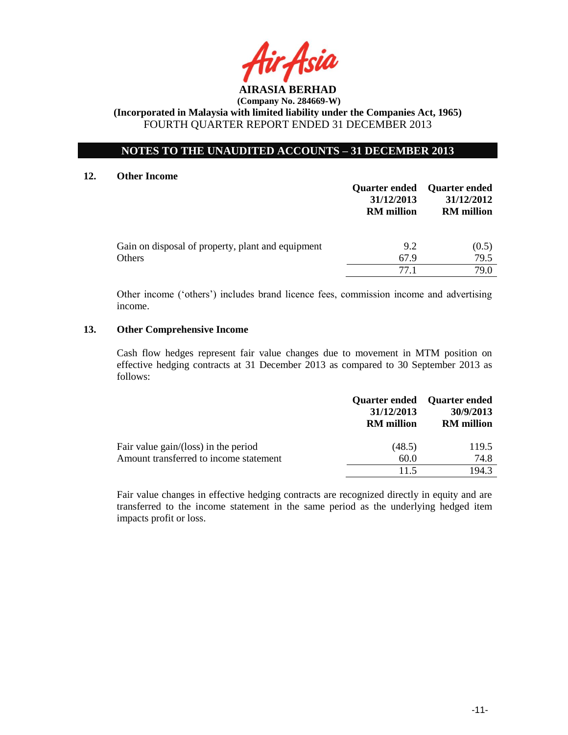# AIRASIA BERHAD

**(Company No. 284669-W)**

**(Incorporated in Malaysia with limited liability under the Companies Act, 1965)**

FOURTH QUARTER REPORT ENDED 31 DECEMBER 2013

## NOTES TO THE UNAUDITED ACCOUNTS – 31 DECEMBER 2013

### 12. Other Income

| | Quarter ended 31/12/2013 RM million | Quarter ended 31/12/2012 RM million |
|---|---|---|
| Gain on disposal of property, plant and equipment | 9.2 | (0.5) |
| Others | 67.9 | 79.5 |
| | 77.1 | 79.0 |

Other income ('others') includes brand licence fees, commission income and advertising income.

### 13. Other Comprehensive Income

Cash flow hedges represent fair value changes due to movement in MTM position on effective hedging contracts at 31 December 2013 as compared to 30 September 2013 as follows:

| | Quarter ended 31/12/2013 RM million | Quarter ended 30/9/2013 RM million |
|---|---|---|
| Fair value gain/(loss) in the period | (48.5) | 119.5 |
| Amount transferred to income statement | 60.0 | 74.8 |
| | 11.5 | 194.3 |

Fair value changes in effective hedging contracts are recognized directly in equity and are transferred to the income statement in the same period as the underlying hedged item impacts profit or loss.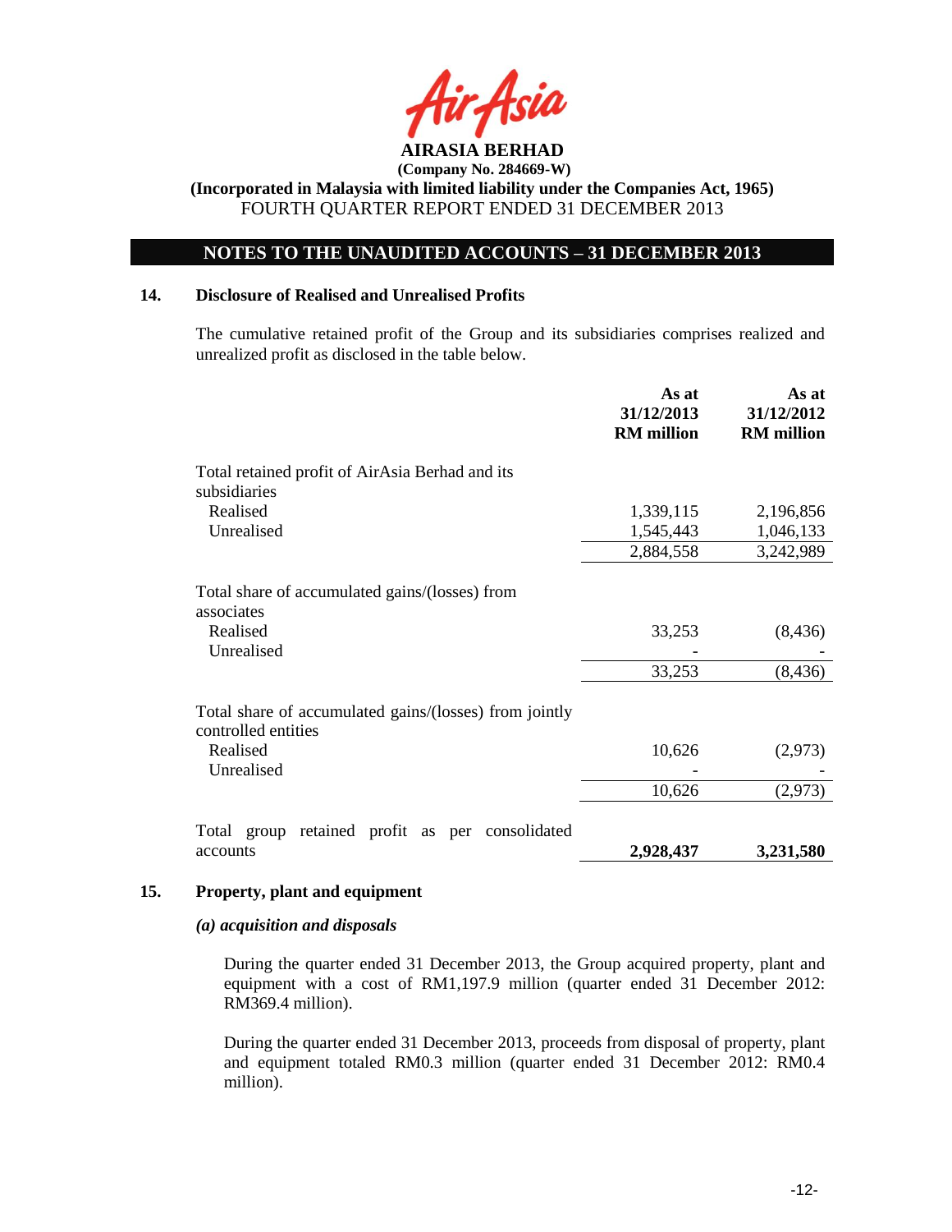## NOTES TO THE UNAUDITED ACCOUNTS – 31 DECEMBER 2013

### 14. Disclosure of Realised and Unrealised Profits

The cumulative retained profit of the Group and its subsidiaries comprises realized and unrealized profit as disclosed in the table below.

| | As at 31/12/2013 RM million | As at 31/12/2012 RM million |
|---|---|---|
| Total retained profit of AirAsia Berhad and its subsidiaries | | |
| Realised | 1,339,115 | 2,196,856 |
| Unrealised | 1,545,443 | 1,046,133 |
| | 2,884,558 | 3,242,989 |
| Total share of accumulated gains/(losses) from associates | | |
| Realised | 33,253 | (8,436) |
| Unrealised | - | - |
| | 33,253 | (8,436) |
| Total share of accumulated gains/(losses) from jointly controlled entities | | |
| Realised | 10,626 | (2,973) |
| Unrealised | - | - |
| | 10,626 | (2,973) |
| Total group retained profit as per consolidated accounts | **2,928,437** | **3,231,580** |

### 15. Property, plant and equipment

#### *(a) acquisition and disposals*

During the quarter ended 31 December 2013, the Group acquired property, plant and equipment with a cost of RM1,197.9 million (quarter ended 31 December 2012: RM369.4 million).

During the quarter ended 31 December 2013, proceeds from disposal of property, plant and equipment totaled RM0.3 million (quarter ended 31 December 2012: RM0.4 million).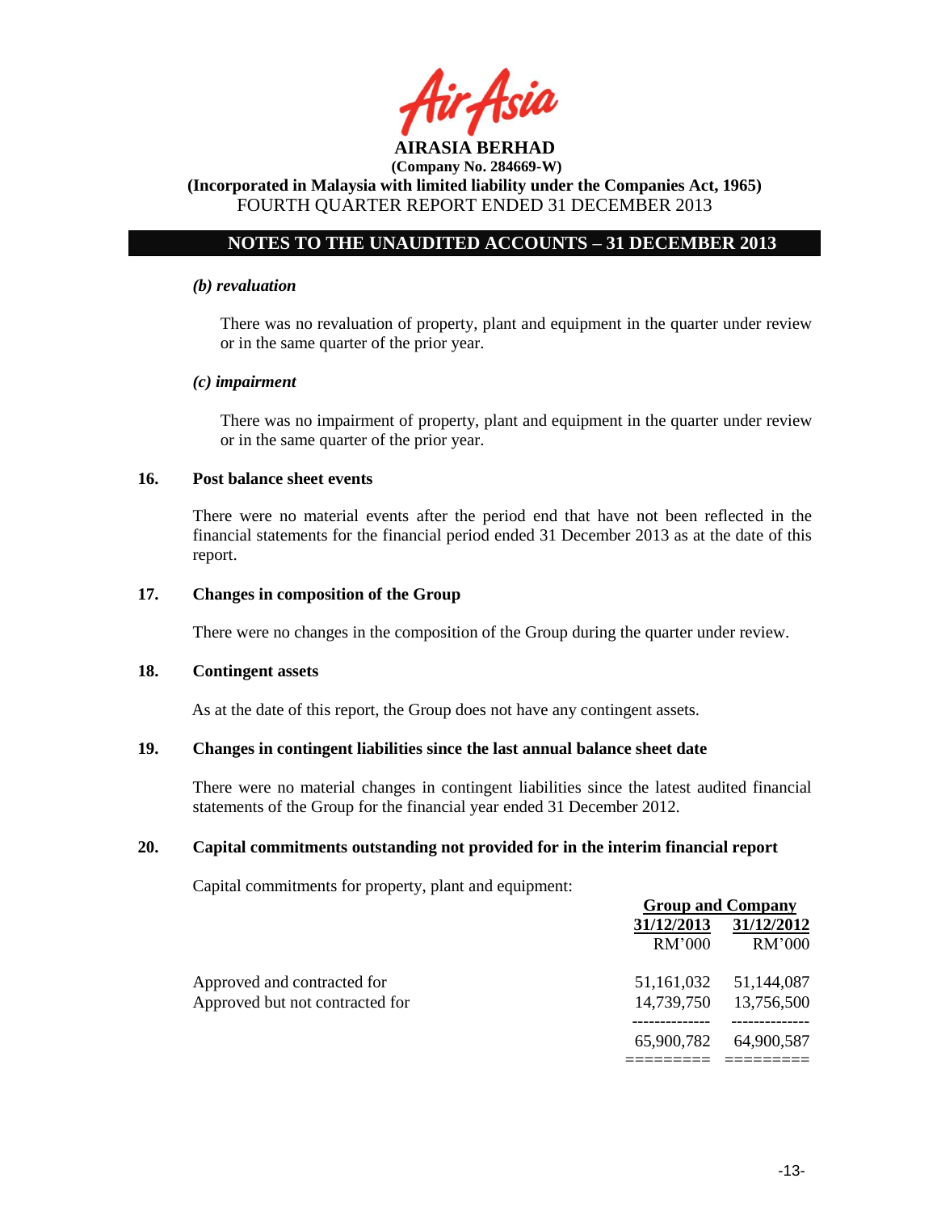**AIRASIA BERHAD**
**(Company No. 284669-W)**
**(Incorporated in Malaysia with limited liability under the Companies Act, 1965)**
FOURTH QUARTER REPORT ENDED 31 DECEMBER 2013

## NOTES TO THE UNAUDITED ACCOUNTS – 31 DECEMBER 2013

***(b) revaluation***

There was no revaluation of property, plant and equipment in the quarter under review or in the same quarter of the prior year.

***(c) impairment***

There was no impairment of property, plant and equipment in the quarter under review or in the same quarter of the prior year.

### 16. Post balance sheet events

There were no material events after the period end that have not been reflected in the financial statements for the financial period ended 31 December 2013 as at the date of this report.

### 17. Changes in composition of the Group

There were no changes in the composition of the Group during the quarter under review.

### 18. Contingent assets

As at the date of this report, the Group does not have any contingent assets.

### 19. Changes in contingent liabilities since the last annual balance sheet date

There were no material changes in contingent liabilities since the latest audited financial statements of the Group for the financial year ended 31 December 2012.

### 20. Capital commitments outstanding not provided for in the interim financial report

Capital commitments for property, plant and equipment:

| | Group and Company | |
|---|---|---|
| | 31/12/2013 | 31/12/2012 |
| | RM'000 | RM'000 |
| Approved and contracted for | 51,161,032 | 51,144,087 |
| Approved but not contracted for | 14,739,750 | 13,756,500 |
| | 65,900,782 | 64,900,587 |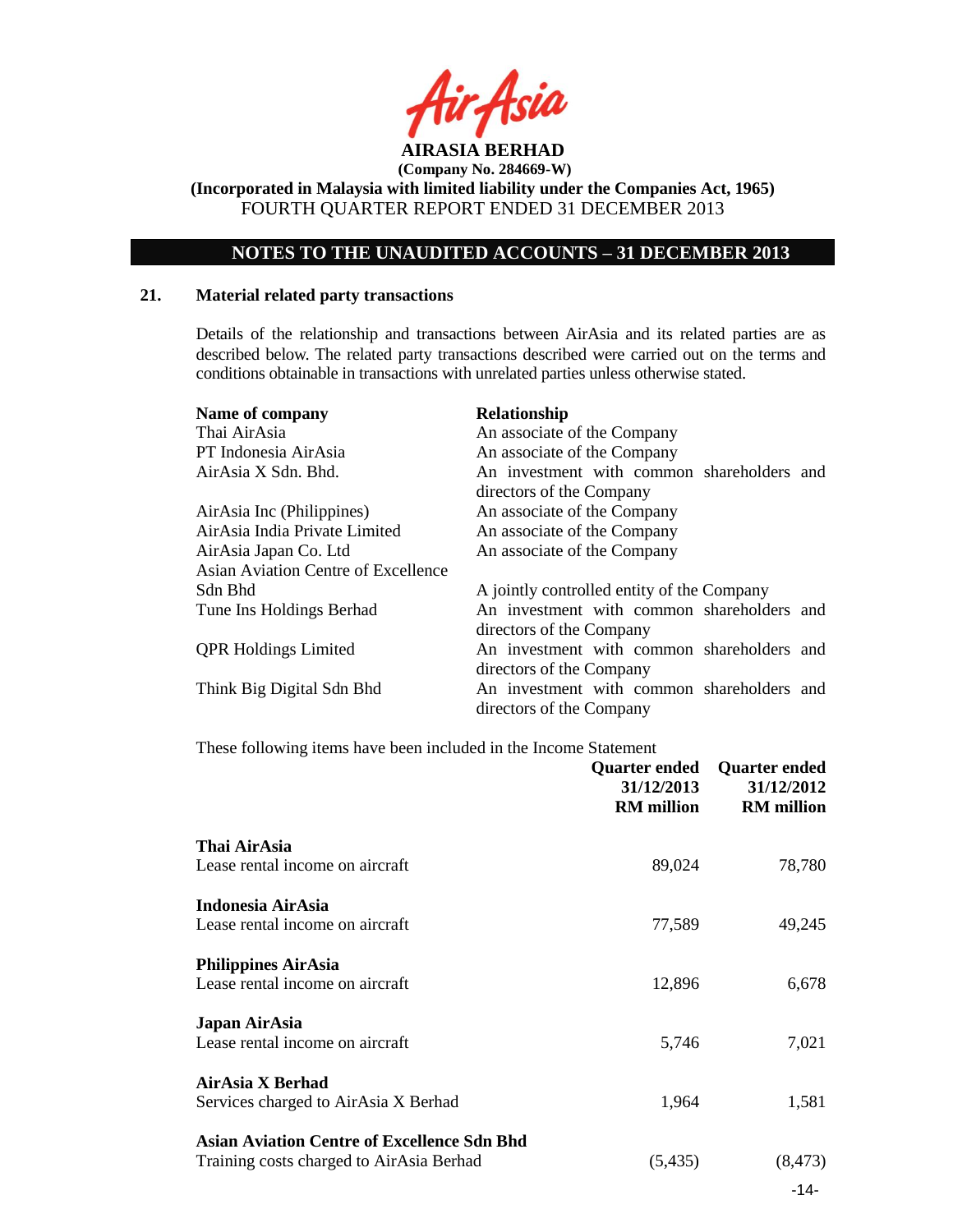**AIRASIA BERHAD**
**(Company No. 284669-W)**
**(Incorporated in Malaysia with limited liability under the Companies Act, 1965)**
FOURTH QUARTER REPORT ENDED 31 DECEMBER 2013

## NOTES TO THE UNAUDITED ACCOUNTS – 31 DECEMBER 2013

### 21. Material related party transactions

Details of the relationship and transactions between AirAsia and its related parties are as described below. The related party transactions described were carried out on the terms and conditions obtainable in transactions with unrelated parties unless otherwise stated.

| Name of company | Relationship |
|---|---|
| Thai AirAsia | An associate of the Company |
| PT Indonesia AirAsia | An associate of the Company |
| AirAsia X Sdn. Bhd. | An investment with common shareholders and directors of the Company |
| AirAsia Inc (Philippines) | An associate of the Company |
| AirAsia India Private Limited | An associate of the Company |
| AirAsia Japan Co. Ltd | An associate of the Company |
| Asian Aviation Centre of Excellence Sdn Bhd | A jointly controlled entity of the Company |
| Tune Ins Holdings Berhad | An investment with common shareholders and directors of the Company |
| QPR Holdings Limited | An investment with common shareholders and directors of the Company |
| Think Big Digital Sdn Bhd | An investment with common shareholders and directors of the Company |

These following items have been included in the Income Statement

| | Quarter ended 31/12/2013 RM million | Quarter ended 31/12/2012 RM million |
|---|---|---|
| **Thai AirAsia** | | |
| Lease rental income on aircraft | 89,024 | 78,780 |
| **Indonesia AirAsia** | | |
| Lease rental income on aircraft | 77,589 | 49,245 |
| **Philippines AirAsia** | | |
| Lease rental income on aircraft | 12,896 | 6,678 |
| **Japan AirAsia** | | |
| Lease rental income on aircraft | 5,746 | 7,021 |
| **AirAsia X Berhad** | | |
| Services charged to AirAsia X Berhad | 1,964 | 1,581 |
| **Asian Aviation Centre of Excellence Sdn Bhd** | | |
| Training costs charged to AirAsia Berhad | (5,435) | (8,473) |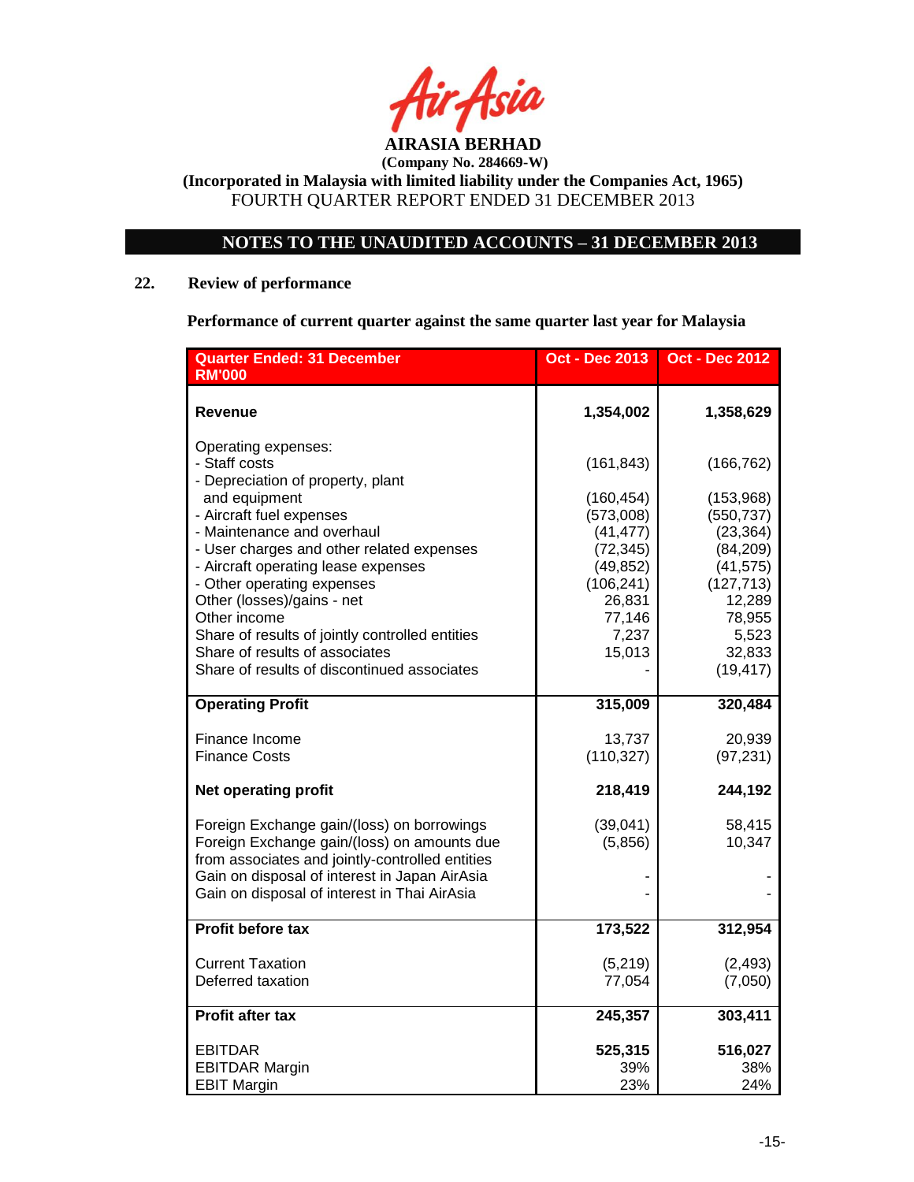AIRASIA BERHAD

(Company No. 284669-W)

(Incorporated in Malaysia with limited liability under the Companies Act, 1965)

FOURTH QUARTER REPORT ENDED 31 DECEMBER 2013

## NOTES TO THE UNAUDITED ACCOUNTS – 31 DECEMBER 2013

### 22. Review of performance

**Performance of current quarter against the same quarter last year for Malaysia**

| Quarter Ended: 31 December<br>RM'000 | Oct - Dec 2013 | Oct - Dec 2012 |
|---|---|---|
| **Revenue** | **1,354,002** | **1,358,629** |
| Operating expenses: | | |
| - Staff costs | (161,843) | (166,762) |
| - Depreciation of property, plant and equipment | (160,454) | (153,968) |
| - Aircraft fuel expenses | (573,008) | (550,737) |
| - Maintenance and overhaul | (41,477) | (23,364) |
| - User charges and other related expenses | (72,345) | (84,209) |
| - Aircraft operating lease expenses | (49,852) | (41,575) |
| - Other operating expenses | (106,241) | (127,713) |
| Other (losses)/gains - net | 26,831 | 12,289 |
| Other income | 77,146 | 78,955 |
| Share of results of jointly controlled entities | 7,237 | 5,523 |
| Share of results of associates | 15,013 | 32,833 |
| Share of results of discontinued associates | - | (19,417) |
| **Operating Profit** | **315,009** | **320,484** |
| Finance Income | 13,737 | 20,939 |
| Finance Costs | (110,327) | (97,231) |
| **Net operating profit** | **218,419** | **244,192** |
| Foreign Exchange gain/(loss) on borrowings | (39,041) | 58,415 |
| Foreign Exchange gain/(loss) on amounts due from associates and jointly-controlled entities | (5,856) | 10,347 |
| Gain on disposal of interest in Japan AirAsia | - | - |
| Gain on disposal of interest in Thai AirAsia | - | - |
| **Profit before tax** | **173,522** | **312,954** |
| Current Taxation | (5,219) | (2,493) |
| Deferred taxation | 77,054 | (7,050) |
| **Profit after tax** | **245,357** | **303,411** |
| EBITDAR | **525,315** | **516,027** |
| EBITDAR Margin | 39% | 38% |
| EBIT Margin | 23% | 24% |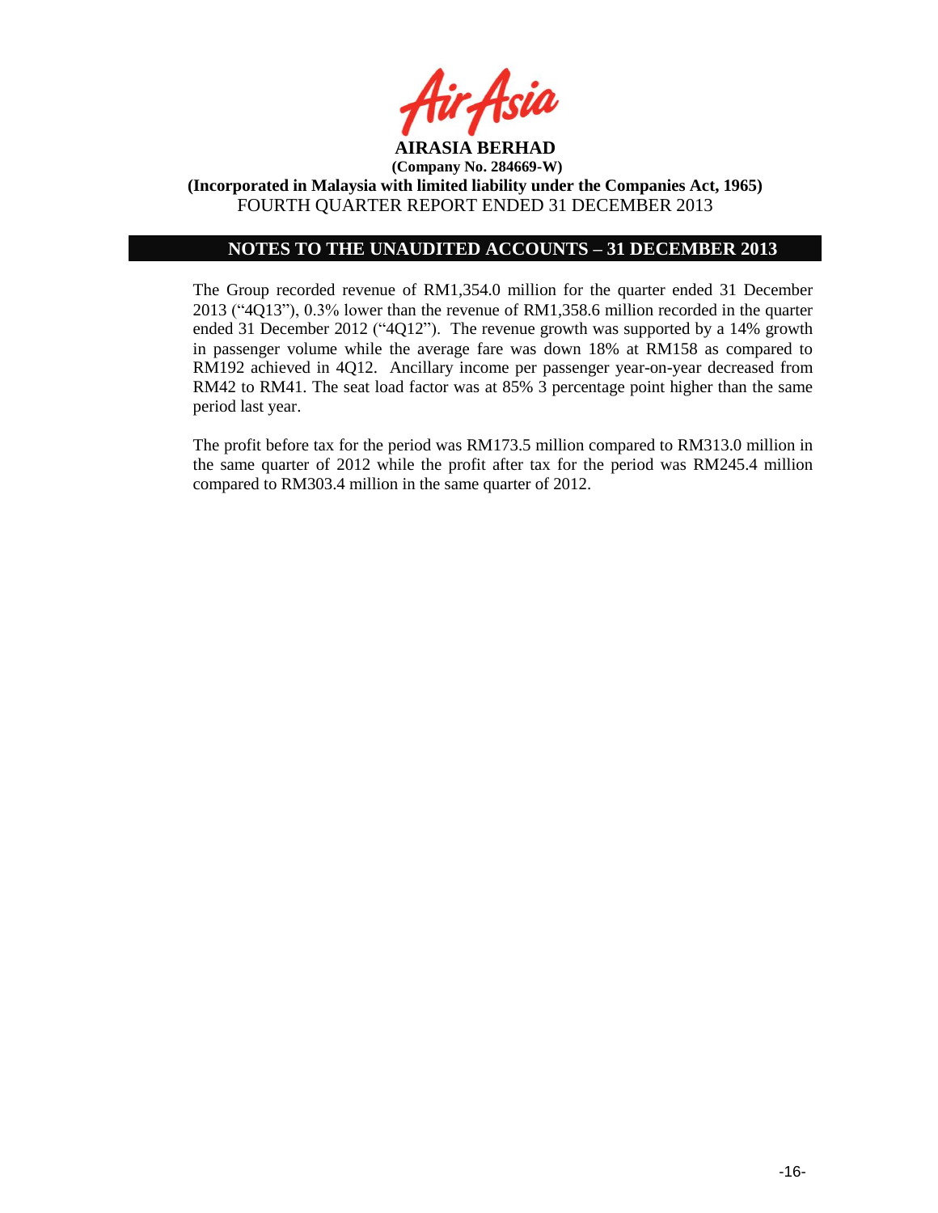**AIRASIA BERHAD**
**(Company No. 284669-W)**
**(Incorporated in Malaysia with limited liability under the Companies Act, 1965)**
FOURTH QUARTER REPORT ENDED 31 DECEMBER 2013

## NOTES TO THE UNAUDITED ACCOUNTS – 31 DECEMBER 2013

The Group recorded revenue of RM1,354.0 million for the quarter ended 31 December 2013 ("4Q13"), 0.3% lower than the revenue of RM1,358.6 million recorded in the quarter ended 31 December 2012 ("4Q12"). The revenue growth was supported by a 14% growth in passenger volume while the average fare was down 18% at RM158 as compared to RM192 achieved in 4Q12. Ancillary income per passenger year-on-year decreased from RM42 to RM41. The seat load factor was at 85% 3 percentage point higher than the same period last year.

The profit before tax for the period was RM173.5 million compared to RM313.0 million in the same quarter of 2012 while the profit after tax for the period was RM245.4 million compared to RM303.4 million in the same quarter of 2012.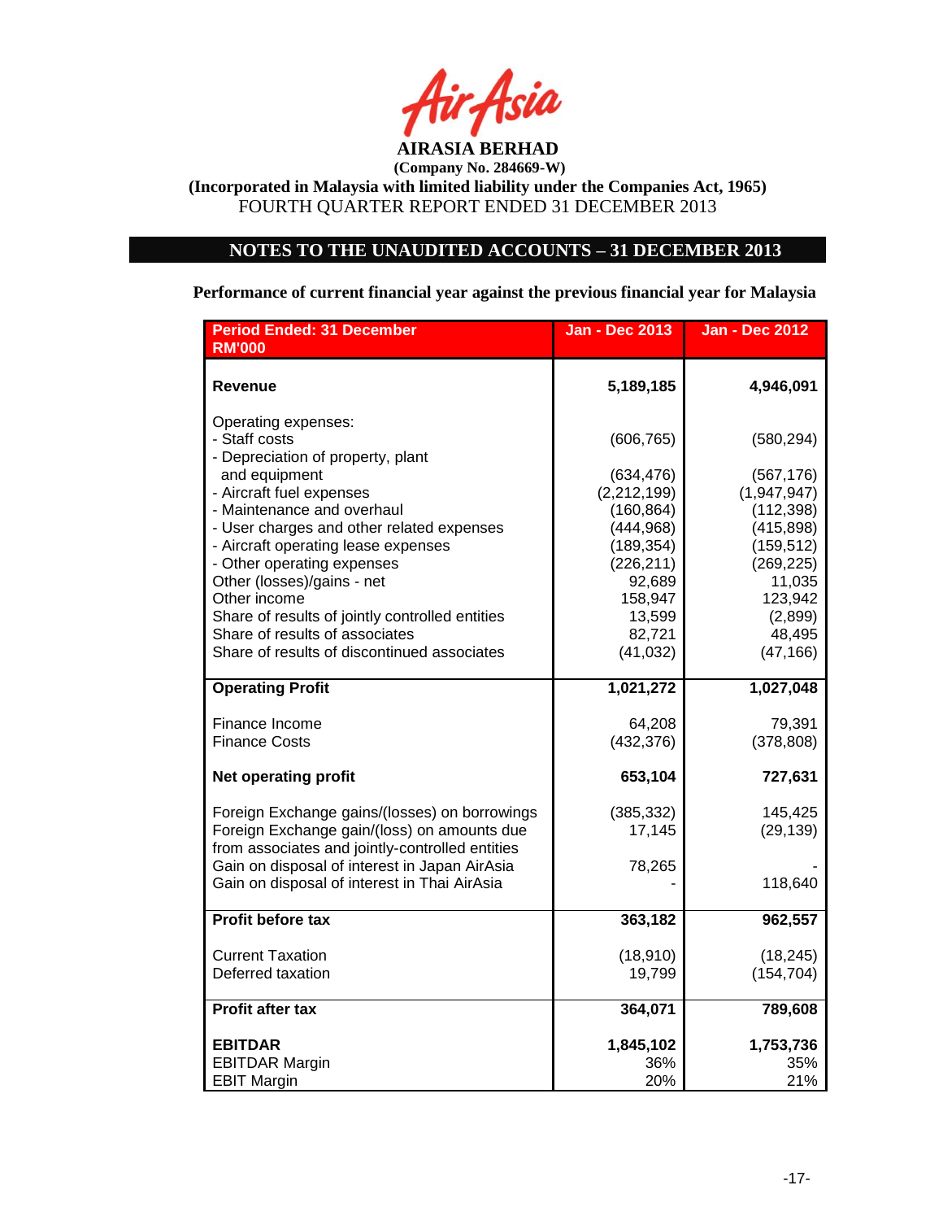**AIRASIA BERHAD**

**(Company No. 284669-W)**

**(Incorporated in Malaysia with limited liability under the Companies Act, 1965)**

FOURTH QUARTER REPORT ENDED 31 DECEMBER 2013

## NOTES TO THE UNAUDITED ACCOUNTS – 31 DECEMBER 2013

**Performance of current financial year against the previous financial year for Malaysia**

| Period Ended: 31 December RM'000 | Jan - Dec 2013 | Jan - Dec 2012 |
|---|---|---|
| **Revenue** | **5,189,185** | **4,946,091** |
| Operating expenses: | | |
| - Staff costs | (606,765) | (580,294) |
| - Depreciation of property, plant and equipment | (634,476) | (567,176) |
| - Aircraft fuel expenses | (2,212,199) | (1,947,947) |
| - Maintenance and overhaul | (160,864) | (112,398) |
| - User charges and other related expenses | (444,968) | (415,898) |
| - Aircraft operating lease expenses | (189,354) | (159,512) |
| - Other operating expenses | (226,211) | (269,225) |
| Other (losses)/gains - net | 92,689 | 11,035 |
| Other income | 158,947 | 123,942 |
| Share of results of jointly controlled entities | 13,599 | (2,899) |
| Share of results of associates | 82,721 | 48,495 |
| Share of results of discontinued associates | (41,032) | (47,166) |
| **Operating Profit** | **1,021,272** | **1,027,048** |
| Finance Income | 64,208 | 79,391 |
| Finance Costs | (432,376) | (378,808) |
| **Net operating profit** | **653,104** | **727,631** |
| Foreign Exchange gains/(losses) on borrowings | (385,332) | 145,425 |
| Foreign Exchange gain/(loss) on amounts due from associates and jointly-controlled entities | 17,145 | (29,139) |
| Gain on disposal of interest in Japan AirAsia | 78,265 | - |
| Gain on disposal of interest in Thai AirAsia | - | 118,640 |
| **Profit before tax** | **363,182** | **962,557** |
| Current Taxation | (18,910) | (18,245) |
| Deferred taxation | 19,799 | (154,704) |
| **Profit after tax** | **364,071** | **789,608** |
| **EBITDAR** | **1,845,102** | **1,753,736** |
| EBITDAR Margin | 36% | 35% |
| EBIT Margin | 20% | 21% |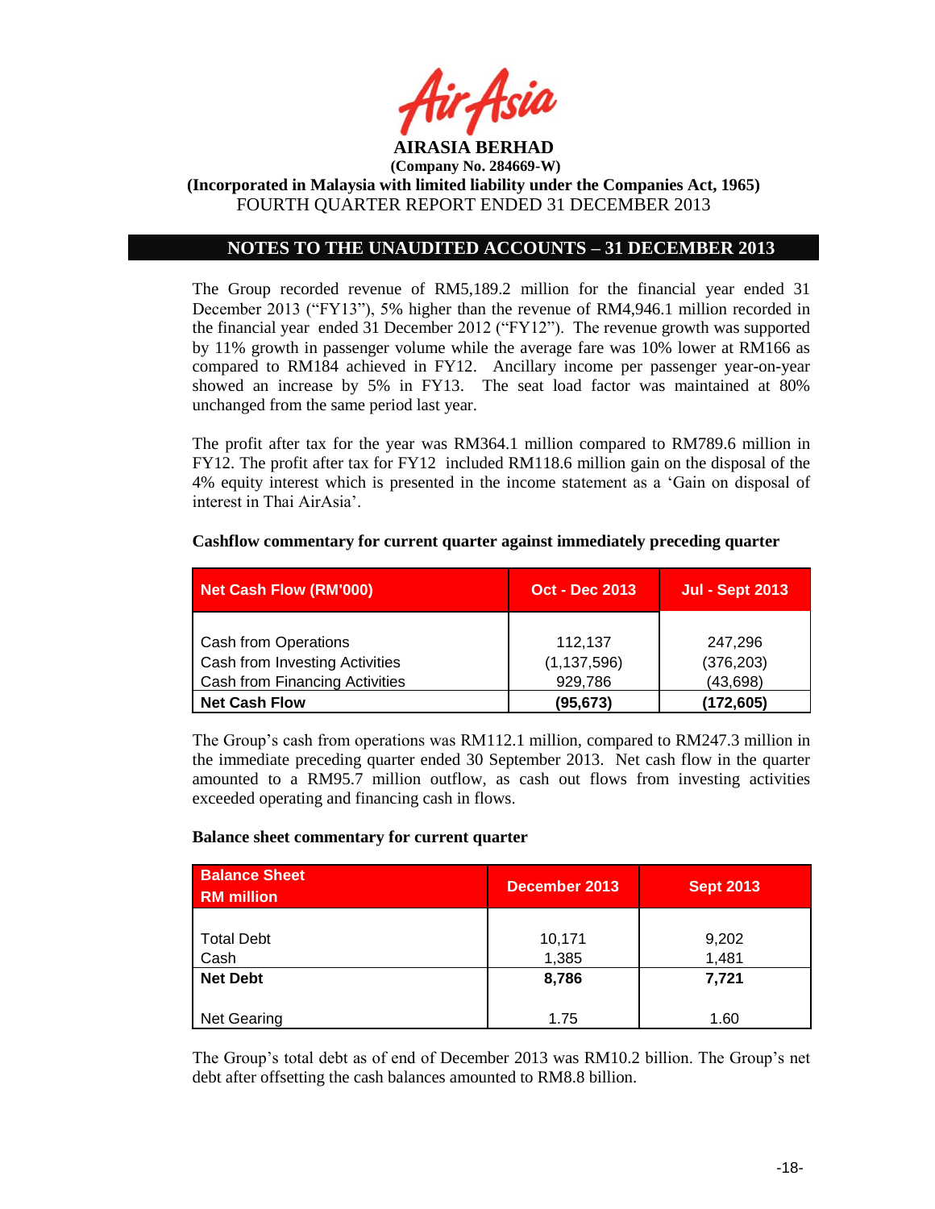# AIRASIA BERHAD

**(Company No. 284669-W)**

**(Incorporated in Malaysia with limited liability under the Companies Act, 1965)**

FOURTH QUARTER REPORT ENDED 31 DECEMBER 2013

## NOTES TO THE UNAUDITED ACCOUNTS – 31 DECEMBER 2013

The Group recorded revenue of RM5,189.2 million for the financial year ended 31 December 2013 ("FY13"), 5% higher than the revenue of RM4,946.1 million recorded in the financial year ended 31 December 2012 ("FY12"). The revenue growth was supported by 11% growth in passenger volume while the average fare was 10% lower at RM166 as compared to RM184 achieved in FY12. Ancillary income per passenger year-on-year showed an increase by 5% in FY13. The seat load factor was maintained at 80% unchanged from the same period last year.

The profit after tax for the year was RM364.1 million compared to RM789.6 million in FY12. The profit after tax for FY12 included RM118.6 million gain on the disposal of the 4% equity interest which is presented in the income statement as a 'Gain on disposal of interest in Thai AirAsia'.

**Cashflow commentary for current quarter against immediately preceding quarter**

| Net Cash Flow (RM'000) | Oct - Dec 2013 | Jul - Sept 2013 |
|---|---|---|
| Cash from Operations | 112,137 | 247,296 |
| Cash from Investing Activities | (1,137,596) | (376,203) |
| Cash from Financing Activities | 929,786 | (43,698) |
| **Net Cash Flow** | **(95,673)** | **(172,605)** |

The Group's cash from operations was RM112.1 million, compared to RM247.3 million in the immediate preceding quarter ended 30 September 2013. Net cash flow in the quarter amounted to a RM95.7 million outflow, as cash out flows from investing activities exceeded operating and financing cash in flows.

**Balance sheet commentary for current quarter**

| Balance Sheet RM million | December 2013 | Sept 2013 |
|---|---|---|
| Total Debt | 10,171 | 9,202 |
| Cash | 1,385 | 1,481 |
| **Net Debt** | **8,786** | **7,721** |
| Net Gearing | 1.75 | 1.60 |

The Group's total debt as of end of December 2013 was RM10.2 billion. The Group's net debt after offsetting the cash balances amounted to RM8.8 billion.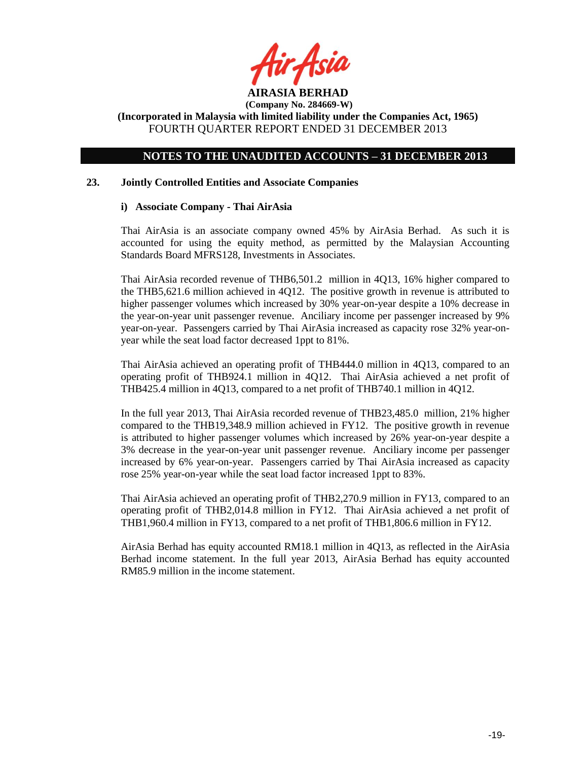**AIRASIA BERHAD**
**(Company No. 284669-W)**
**(Incorporated in Malaysia with limited liability under the Companies Act, 1965)**
FOURTH QUARTER REPORT ENDED 31 DECEMBER 2013

## NOTES TO THE UNAUDITED ACCOUNTS – 31 DECEMBER 2013

### 23. Jointly Controlled Entities and Associate Companies

#### i) Associate Company - Thai AirAsia

Thai AirAsia is an associate company owned 45% by AirAsia Berhad. As such it is accounted for using the equity method, as permitted by the Malaysian Accounting Standards Board MFRS128, Investments in Associates.

Thai AirAsia recorded revenue of THB6,501.2 million in 4Q13, 16% higher compared to the THB5,621.6 million achieved in 4Q12. The positive growth in revenue is attributed to higher passenger volumes which increased by 30% year-on-year despite a 10% decrease in the year-on-year unit passenger revenue. Anciliary income per passenger increased by 9% year-on-year. Passengers carried by Thai AirAsia increased as capacity rose 32% year-on-year while the seat load factor decreased 1ppt to 81%.

Thai AirAsia achieved an operating profit of THB444.0 million in 4Q13, compared to an operating profit of THB924.1 million in 4Q12. Thai AirAsia achieved a net profit of THB425.4 million in 4Q13, compared to a net profit of THB740.1 million in 4Q12.

In the full year 2013, Thai AirAsia recorded revenue of THB23,485.0 million, 21% higher compared to the THB19,348.9 million achieved in FY12. The positive growth in revenue is attributed to higher passenger volumes which increased by 26% year-on-year despite a 3% decrease in the year-on-year unit passenger revenue. Anciliary income per passenger increased by 6% year-on-year. Passengers carried by Thai AirAsia increased as capacity rose 25% year-on-year while the seat load factor increased 1ppt to 83%.

Thai AirAsia achieved an operating profit of THB2,270.9 million in FY13, compared to an operating profit of THB2,014.8 million in FY12. Thai AirAsia achieved a net profit of THB1,960.4 million in FY13, compared to a net profit of THB1,806.6 million in FY12.

AirAsia Berhad has equity accounted RM18.1 million in 4Q13, as reflected in the AirAsia Berhad income statement. In the full year 2013, AirAsia Berhad has equity accounted RM85.9 million in the income statement.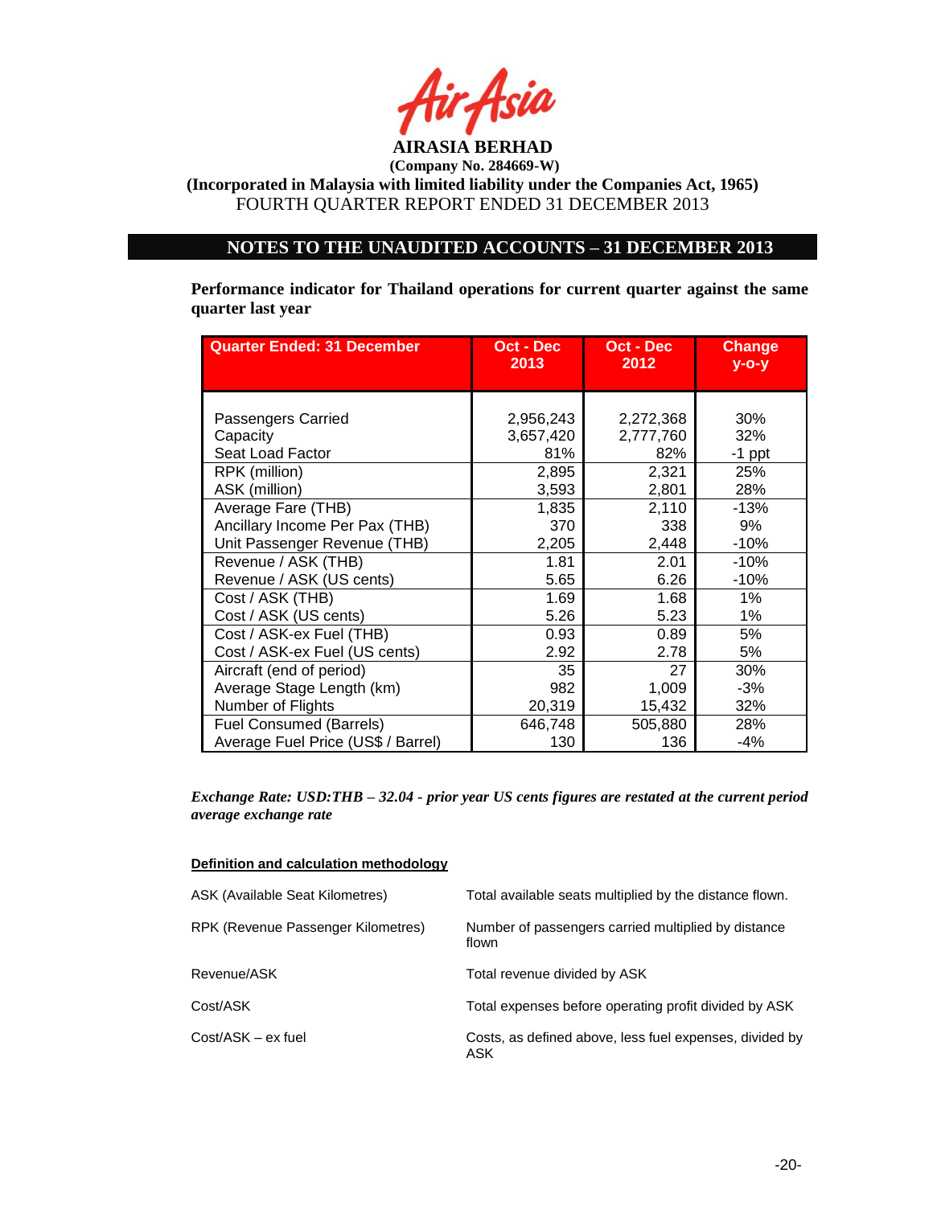**AIRASIA BERHAD**
**(Company No. 284669-W)**
**(Incorporated in Malaysia with limited liability under the Companies Act, 1965)**
FOURTH QUARTER REPORT ENDED 31 DECEMBER 2013

## NOTES TO THE UNAUDITED ACCOUNTS – 31 DECEMBER 2013

**Performance indicator for Thailand operations for current quarter against the same quarter last year**

| Quarter Ended: 31 December | Oct - Dec 2013 | Oct - Dec 2012 | Change y-o-y |
|---|---|---|---|
| Passengers Carried | 2,956,243 | 2,272,368 | 30% |
| Capacity | 3,657,420 | 2,777,760 | 32% |
| Seat Load Factor | 81% | 82% | -1 ppt |
| RPK (million) | 2,895 | 2,321 | 25% |
| ASK (million) | 3,593 | 2,801 | 28% |
| Average Fare (THB) | 1,835 | 2,110 | -13% |
| Ancillary Income Per Pax (THB) | 370 | 338 | 9% |
| Unit Passenger Revenue (THB) | 2,205 | 2,448 | -10% |
| Revenue / ASK (THB) | 1.81 | 2.01 | -10% |
| Revenue / ASK (US cents) | 5.65 | 6.26 | -10% |
| Cost / ASK (THB) | 1.69 | 1.68 | 1% |
| Cost / ASK (US cents) | 5.26 | 5.23 | 1% |
| Cost / ASK-ex Fuel (THB) | 0.93 | 0.89 | 5% |
| Cost / ASK-ex Fuel (US cents) | 2.92 | 2.78 | 5% |
| Aircraft (end of period) | 35 | 27 | 30% |
| Average Stage Length (km) | 982 | 1,009 | -3% |
| Number of Flights | 20,319 | 15,432 | 32% |
| Fuel Consumed (Barrels) | 646,748 | 505,880 | 28% |
| Average Fuel Price (US$ / Barrel) | 130 | 136 | -4% |

*Exchange Rate: USD:THB – 32.04 - prior year US cents figures are restated at the current period average exchange rate*

**Definition and calculation methodology**

| | |
|---|---|
| ASK (Available Seat Kilometres) | Total available seats multiplied by the distance flown. |
| RPK (Revenue Passenger Kilometres) | Number of passengers carried multiplied by distance flown |
| Revenue/ASK | Total revenue divided by ASK |
| Cost/ASK | Total expenses before operating profit divided by ASK |
| Cost/ASK – ex fuel | Costs, as defined above, less fuel expenses, divided by ASK |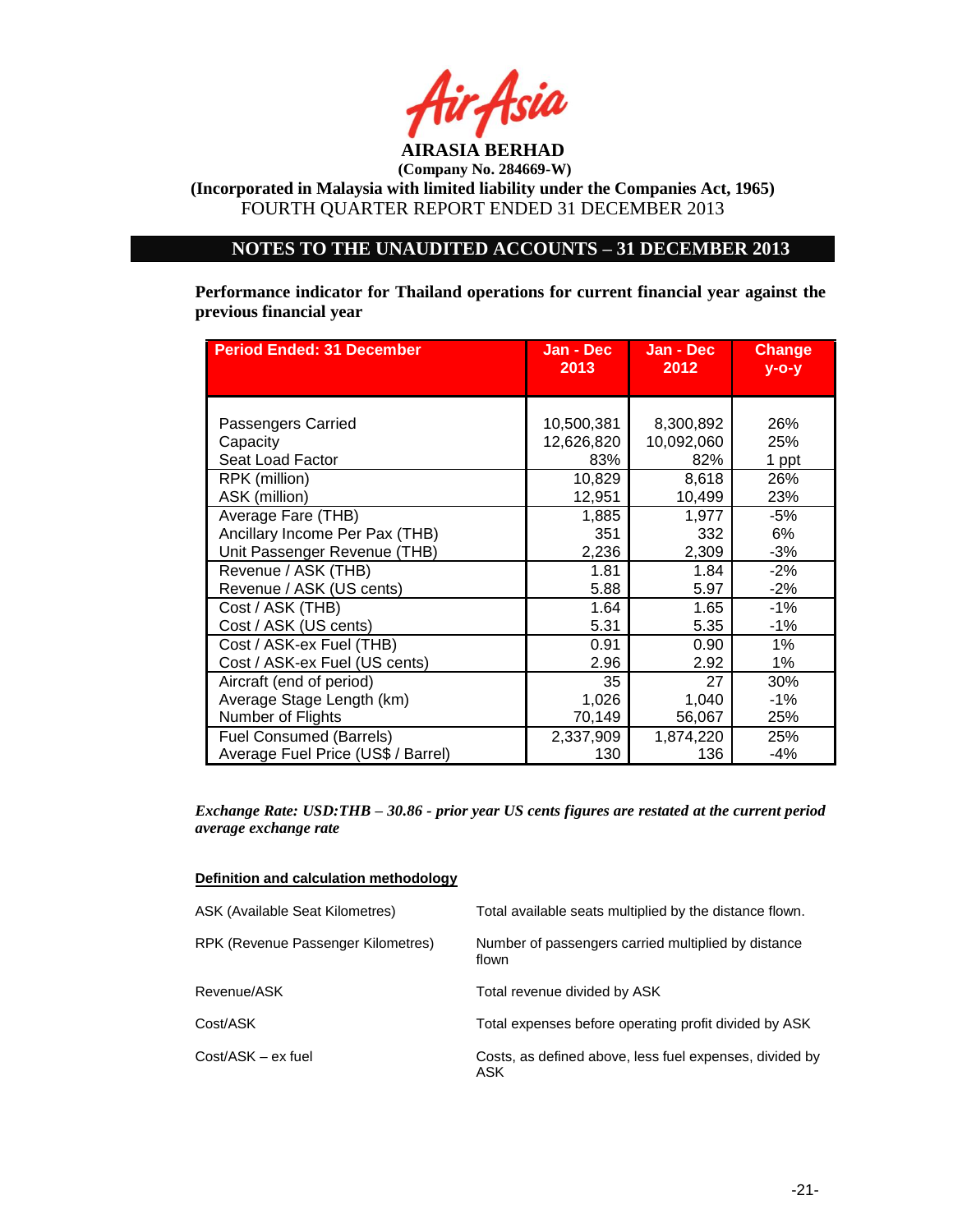**AIRASIA BERHAD**
**(Company No. 284669-W)**
**(Incorporated in Malaysia with limited liability under the Companies Act, 1965)**
FOURTH QUARTER REPORT ENDED 31 DECEMBER 2013

## NOTES TO THE UNAUDITED ACCOUNTS – 31 DECEMBER 2013

**Performance indicator for Thailand operations for current financial year against the previous financial year**

| Period Ended: 31 December | Jan - Dec 2013 | Jan - Dec 2012 | Change y-o-y |
|---|---|---|---|
| Passengers Carried | 10,500,381 | 8,300,892 | 26% |
| Capacity | 12,626,820 | 10,092,060 | 25% |
| Seat Load Factor | 83% | 82% | 1 ppt |
| RPK (million) | 10,829 | 8,618 | 26% |
| ASK (million) | 12,951 | 10,499 | 23% |
| Average Fare (THB) | 1,885 | 1,977 | -5% |
| Ancillary Income Per Pax (THB) | 351 | 332 | 6% |
| Unit Passenger Revenue (THB) | 2,236 | 2,309 | -3% |
| Revenue / ASK (THB) | 1.81 | 1.84 | -2% |
| Revenue / ASK (US cents) | 5.88 | 5.97 | -2% |
| Cost / ASK (THB) | 1.64 | 1.65 | -1% |
| Cost / ASK (US cents) | 5.31 | 5.35 | -1% |
| Cost / ASK-ex Fuel (THB) | 0.91 | 0.90 | 1% |
| Cost / ASK-ex Fuel (US cents) | 2.96 | 2.92 | 1% |
| Aircraft (end of period) | 35 | 27 | 30% |
| Average Stage Length (km) | 1,026 | 1,040 | -1% |
| Number of Flights | 70,149 | 56,067 | 25% |
| Fuel Consumed (Barrels) | 2,337,909 | 1,874,220 | 25% |
| Average Fuel Price (US$ / Barrel) | 130 | 136 | -4% |

***Exchange Rate: USD:THB – 30.86 - prior year US cents figures are restated at the current period average exchange rate***

**Definition and calculation methodology**

| | |
|---|---|
| ASK (Available Seat Kilometres) | Total available seats multiplied by the distance flown. |
| RPK (Revenue Passenger Kilometres) | Number of passengers carried multiplied by distance flown |
| Revenue/ASK | Total revenue divided by ASK |
| Cost/ASK | Total expenses before operating profit divided by ASK |
| Cost/ASK – ex fuel | Costs, as defined above, less fuel expenses, divided by ASK |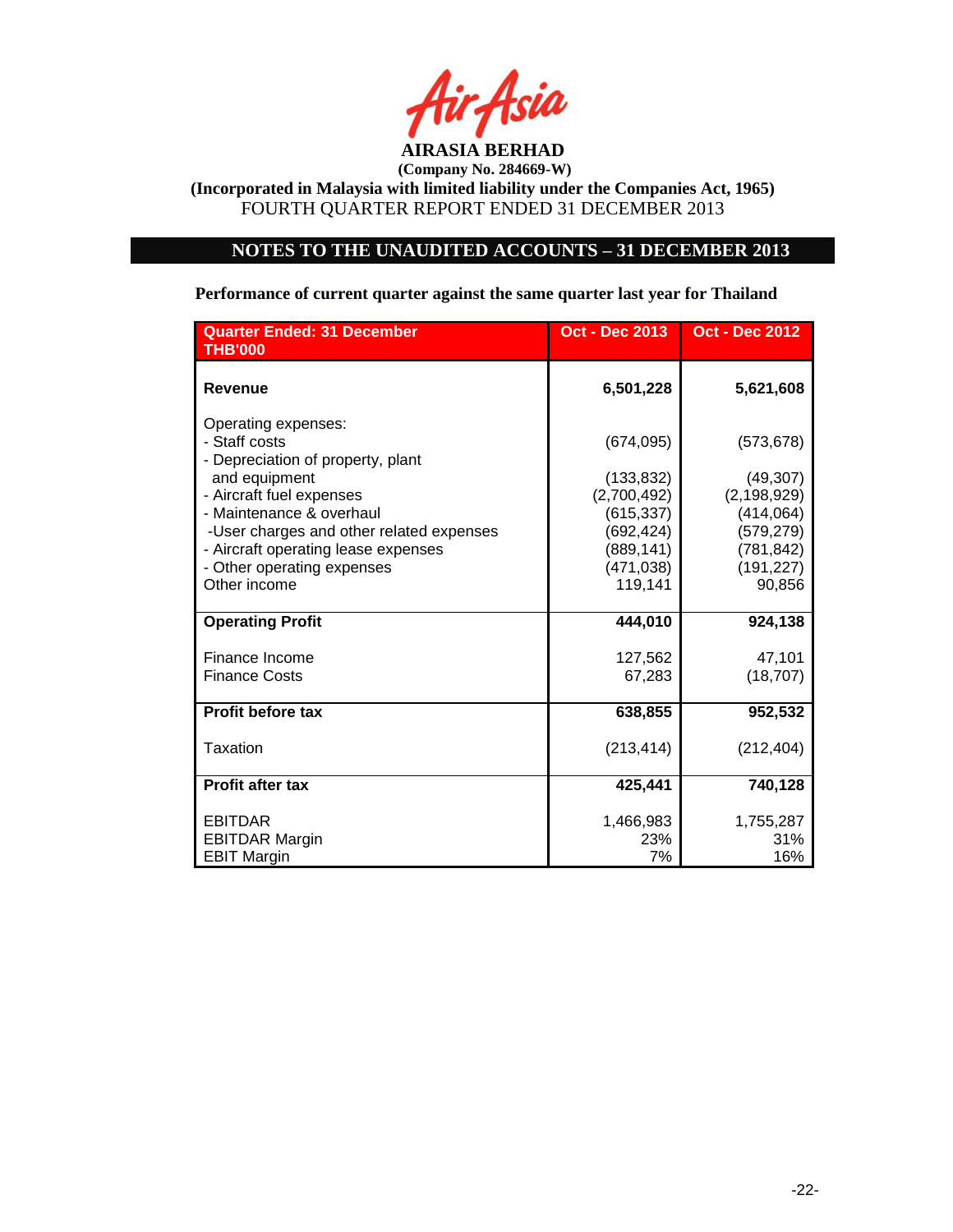**AIRASIA BERHAD**

**(Company No. 284669-W)**

**(Incorporated in Malaysia with limited liability under the Companies Act, 1965)**

FOURTH QUARTER REPORT ENDED 31 DECEMBER 2013

## NOTES TO THE UNAUDITED ACCOUNTS – 31 DECEMBER 2013

**Performance of current quarter against the same quarter last year for Thailand**

| Quarter Ended: 31 December THB'000 | Oct - Dec 2013 | Oct - Dec 2012 |
|---|---|---|
| **Revenue** | **6,501,228** | **5,621,608** |
| Operating expenses: | | |
| - Staff costs | (674,095) | (573,678) |
| - Depreciation of property, plant and equipment | (133,832) | (49,307) |
| - Aircraft fuel expenses | (2,700,492) | (2,198,929) |
| - Maintenance & overhaul | (615,337) | (414,064) |
| -User charges and other related expenses | (692,424) | (579,279) |
| - Aircraft operating lease expenses | (889,141) | (781,842) |
| - Other operating expenses | (471,038) | (191,227) |
| Other income | 119,141 | 90,856 |
| **Operating Profit** | **444,010** | **924,138** |
| Finance Income | 127,562 | 47,101 |
| Finance Costs | 67,283 | (18,707) |
| **Profit before tax** | **638,855** | **952,532** |
| Taxation | (213,414) | (212,404) |
| **Profit after tax** | **425,441** | **740,128** |
| EBITDAR | 1,466,983 | 1,755,287 |
| EBITDAR Margin | 23% | 31% |
| EBIT Margin | 7% | 16% |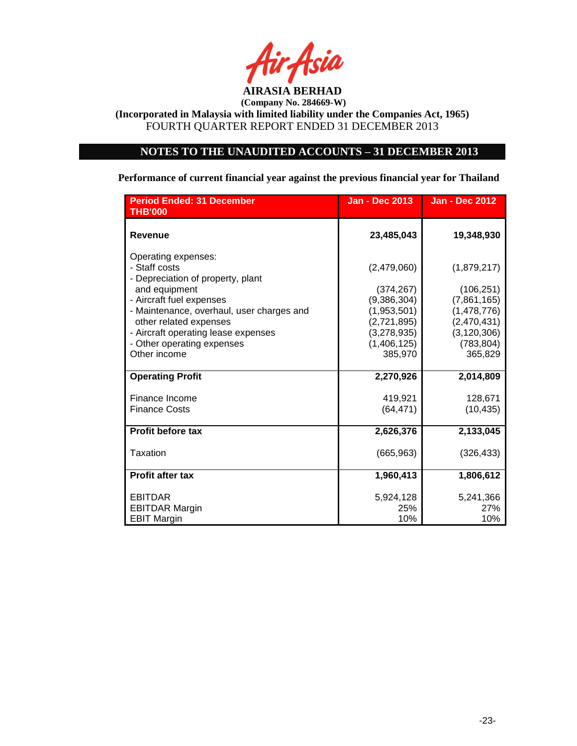**AirAsia**

**AIRASIA BERHAD**
**(Company No. 284669-W)**
**(Incorporated in Malaysia with limited liability under the Companies Act, 1965)**
FOURTH QUARTER REPORT ENDED 31 DECEMBER 2013

## NOTES TO THE UNAUDITED ACCOUNTS – 31 DECEMBER 2013

**Performance of current financial year against the previous financial year for Thailand**

| Period Ended: 31 December THB'000 | Jan - Dec 2013 | Jan - Dec 2012 |
|---|---|---|
| **Revenue** | **23,485,043** | **19,348,930** |
| Operating expenses: | | |
| - Staff costs | (2,479,060) | (1,879,217) |
| - Depreciation of property, plant and equipment | (374,267) | (106,251) |
| - Aircraft fuel expenses | (9,386,304) | (7,861,165) |
| - Maintenance, overhaul, user charges and other related expenses | (1,953,501) | (1,478,776) |
| | (2,721,895) | (2,470,431) |
| - Aircraft operating lease expenses | (3,278,935) | (3,120,306) |
| - Other operating expenses | (1,406,125) | (783,804) |
| Other income | 385,970 | 365,829 |
| **Operating Profit** | **2,270,926** | **2,014,809** |
| Finance Income | 419,921 | 128,671 |
| Finance Costs | (64,471) | (10,435) |
| **Profit before tax** | **2,626,376** | **2,133,045** |
| Taxation | (665,963) | (326,433) |
| **Profit after tax** | **1,960,413** | **1,806,612** |
| EBITDAR | 5,924,128 | 5,241,366 |
| EBITDAR Margin | 25% | 27% |
| EBIT Margin | 10% | 10% |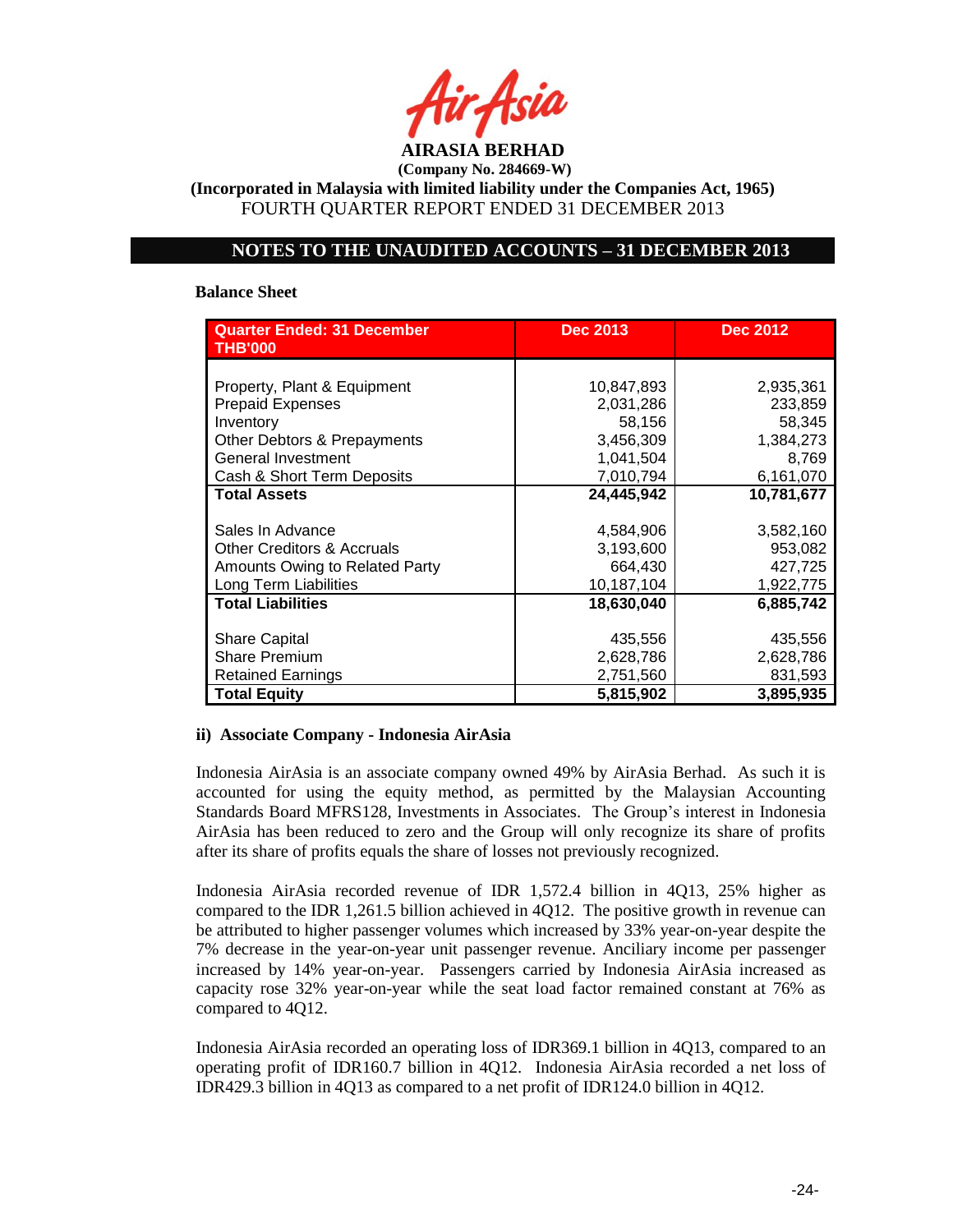**Balance Sheet**

| Quarter Ended: 31 December THB'000 | Dec 2013 | Dec 2012 |
|---|---|---|
| Property, Plant & Equipment | 10,847,893 | 2,935,361 |
| Prepaid Expenses | 2,031,286 | 233,859 |
| Inventory | 58,156 | 58,345 |
| Other Debtors & Prepayments | 3,456,309 | 1,384,273 |
| General Investment | 1,041,504 | 8,769 |
| Cash & Short Term Deposits | 7,010,794 | 6,161,070 |
| **Total Assets** | **24,445,942** | **10,781,677** |
| Sales In Advance | 4,584,906 | 3,582,160 |
| Other Creditors & Accruals | 3,193,600 | 953,082 |
| Amounts Owing to Related Party | 664,430 | 427,725 |
| Long Term Liabilities | 10,187,104 | 1,922,775 |
| **Total Liabilities** | **18,630,040** | **6,885,742** |
| Share Capital | 435,556 | 435,556 |
| Share Premium | 2,628,786 | 2,628,786 |
| Retained Earnings | 2,751,560 | 831,593 |
| **Total Equity** | **5,815,902** | **3,895,935** |

**ii) Associate Company - Indonesia AirAsia**

Indonesia AirAsia is an associate company owned 49% by AirAsia Berhad. As such it is accounted for using the equity method, as permitted by the Malaysian Accounting Standards Board MFRS128, Investments in Associates. The Group's interest in Indonesia AirAsia has been reduced to zero and the Group will only recognize its share of profits after its share of profits equals the share of losses not previously recognized.

Indonesia AirAsia recorded revenue of IDR 1,572.4 billion in 4Q13, 25% higher as compared to the IDR 1,261.5 billion achieved in 4Q12. The positive growth in revenue can be attributed to higher passenger volumes which increased by 33% year-on-year despite the 7% decrease in the year-on-year unit passenger revenue. Anciliary income per passenger increased by 14% year-on-year. Passengers carried by Indonesia AirAsia increased as capacity rose 32% year-on-year while the seat load factor remained constant at 76% as compared to 4Q12.

Indonesia AirAsia recorded an operating loss of IDR369.1 billion in 4Q13, compared to an operating profit of IDR160.7 billion in 4Q12. Indonesia AirAsia recorded a net loss of IDR429.3 billion in 4Q13 as compared to a net profit of IDR124.0 billion in 4Q12.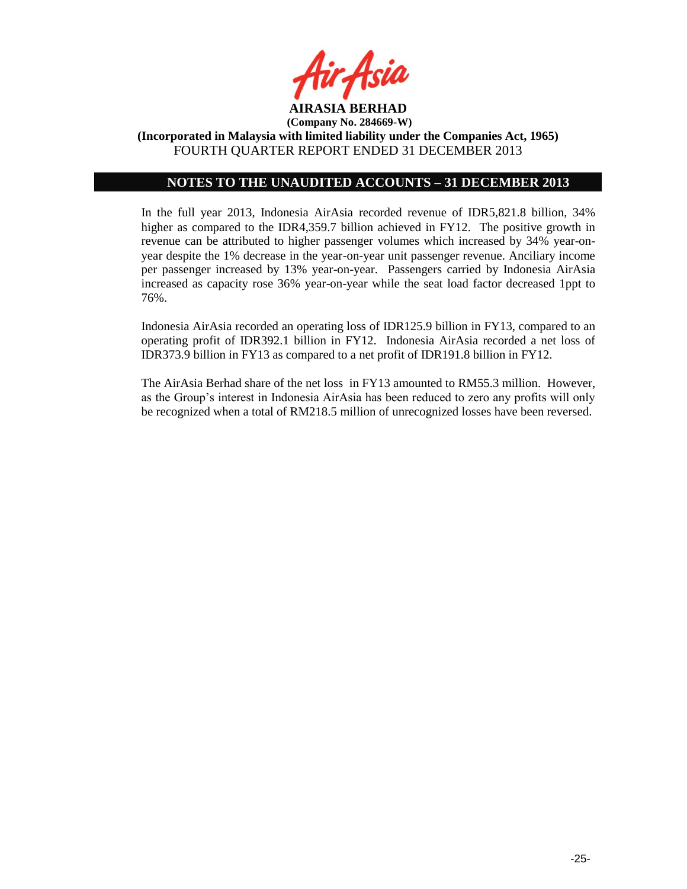## NOTES TO THE UNAUDITED ACCOUNTS – 31 DECEMBER 2013

In the full year 2013, Indonesia AirAsia recorded revenue of IDR5,821.8 billion, 34% higher as compared to the IDR4,359.7 billion achieved in FY12. The positive growth in revenue can be attributed to higher passenger volumes which increased by 34% year-on-year despite the 1% decrease in the year-on-year unit passenger revenue. Anciliary income per passenger increased by 13% year-on-year. Passengers carried by Indonesia AirAsia increased as capacity rose 36% year-on-year while the seat load factor decreased 1ppt to 76%.

Indonesia AirAsia recorded an operating loss of IDR125.9 billion in FY13, compared to an operating profit of IDR392.1 billion in FY12. Indonesia AirAsia recorded a net loss of IDR373.9 billion in FY13 as compared to a net profit of IDR191.8 billion in FY12.

The AirAsia Berhad share of the net loss in FY13 amounted to RM55.3 million. However, as the Group's interest in Indonesia AirAsia has been reduced to zero any profits will only be recognized when a total of RM218.5 million of unrecognized losses have been reversed.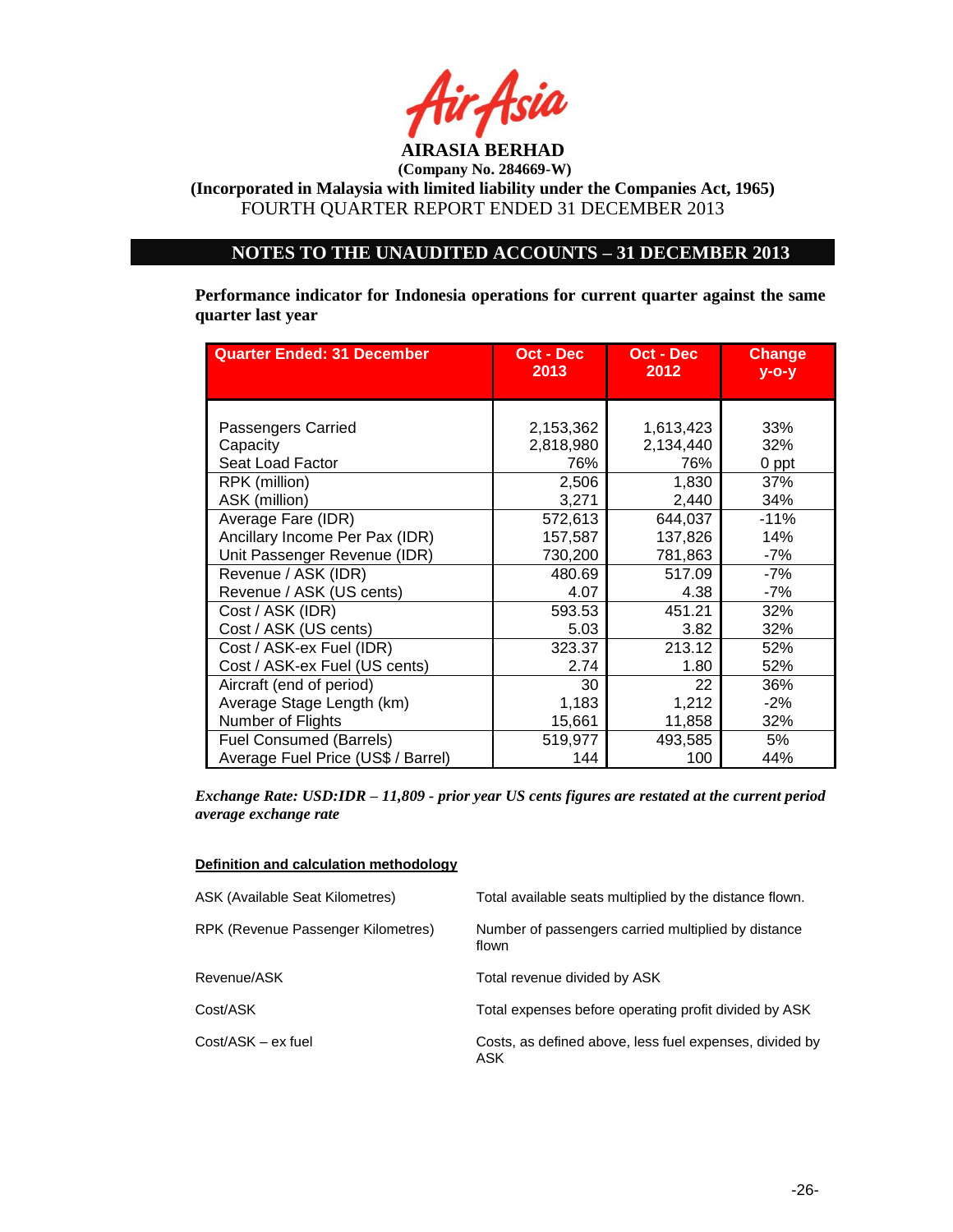**AIRASIA BERHAD**

**(Company No. 284669-W)**

**(Incorporated in Malaysia with limited liability under the Companies Act, 1965)**

FOURTH QUARTER REPORT ENDED 31 DECEMBER 2013

## NOTES TO THE UNAUDITED ACCOUNTS – 31 DECEMBER 2013

**Performance indicator for Indonesia operations for current quarter against the same quarter last year**

| Quarter Ended: 31 December | Oct - Dec 2013 | Oct - Dec 2012 | Change y-o-y |
|---|---|---|---|
| Passengers Carried | 2,153,362 | 1,613,423 | 33% |
| Capacity | 2,818,980 | 2,134,440 | 32% |
| Seat Load Factor | 76% | 76% | 0 ppt |
| RPK (million) | 2,506 | 1,830 | 37% |
| ASK (million) | 3,271 | 2,440 | 34% |
| Average Fare (IDR) | 572,613 | 644,037 | -11% |
| Ancillary Income Per Pax (IDR) | 157,587 | 137,826 | 14% |
| Unit Passenger Revenue (IDR) | 730,200 | 781,863 | -7% |
| Revenue / ASK (IDR) | 480.69 | 517.09 | -7% |
| Revenue / ASK (US cents) | 4.07 | 4.38 | -7% |
| Cost / ASK (IDR) | 593.53 | 451.21 | 32% |
| Cost / ASK (US cents) | 5.03 | 3.82 | 32% |
| Cost / ASK-ex Fuel (IDR) | 323.37 | 213.12 | 52% |
| Cost / ASK-ex Fuel (US cents) | 2.74 | 1.80 | 52% |
| Aircraft (end of period) | 30 | 22 | 36% |
| Average Stage Length (km) | 1,183 | 1,212 | -2% |
| Number of Flights | 15,661 | 11,858 | 32% |
| Fuel Consumed (Barrels) | 519,977 | 493,585 | 5% |
| Average Fuel Price (US$ / Barrel) | 144 | 100 | 44% |

***Exchange Rate: USD:IDR – 11,809 - prior year US cents figures are restated at the current period average exchange rate***

**Definition and calculation methodology**

| | |
|---|---|
| ASK (Available Seat Kilometres) | Total available seats multiplied by the distance flown. |
| RPK (Revenue Passenger Kilometres) | Number of passengers carried multiplied by distance flown |
| Revenue/ASK | Total revenue divided by ASK |
| Cost/ASK | Total expenses before operating profit divided by ASK |
| Cost/ASK – ex fuel | Costs, as defined above, less fuel expenses, divided by ASK |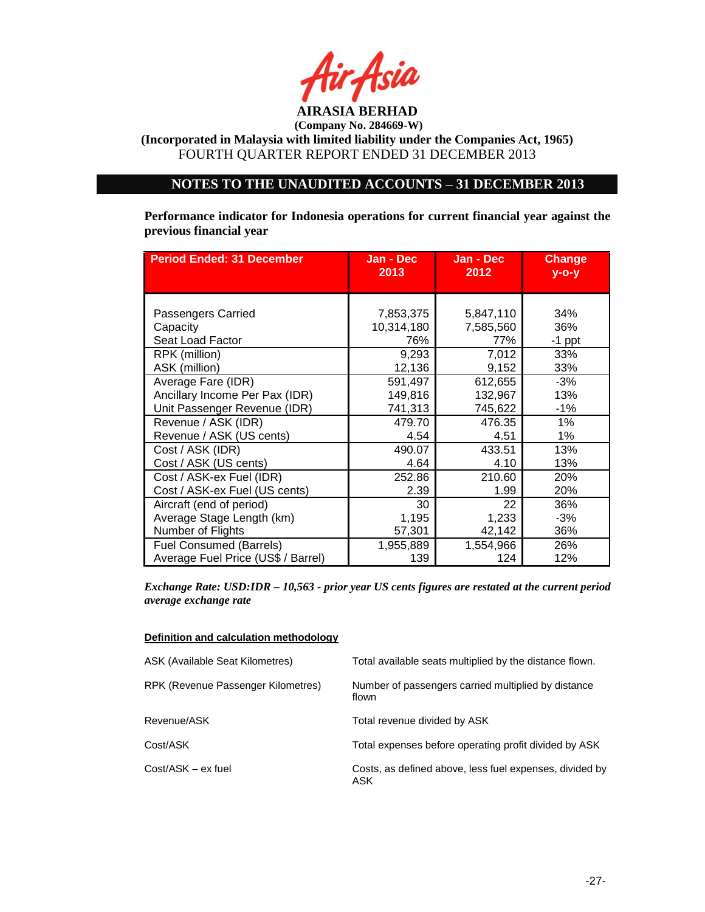**AIRASIA BERHAD**
**(Company No. 284669-W)**
**(Incorporated in Malaysia with limited liability under the Companies Act, 1965)**
FOURTH QUARTER REPORT ENDED 31 DECEMBER 2013

## NOTES TO THE UNAUDITED ACCOUNTS – 31 DECEMBER 2013

**Performance indicator for Indonesia operations for current financial year against the previous financial year**

| Period Ended: 31 December | Jan - Dec 2013 | Jan - Dec 2012 | Change y-o-y |
|---|---|---|---|
| Passengers Carried | 7,853,375 | 5,847,110 | 34% |
| Capacity | 10,314,180 | 7,585,560 | 36% |
| Seat Load Factor | 76% | 77% | -1 ppt |
| RPK (million) | 9,293 | 7,012 | 33% |
| ASK (million) | 12,136 | 9,152 | 33% |
| Average Fare (IDR) | 591,497 | 612,655 | -3% |
| Ancillary Income Per Pax (IDR) | 149,816 | 132,967 | 13% |
| Unit Passenger Revenue (IDR) | 741,313 | 745,622 | -1% |
| Revenue / ASK (IDR) | 479.70 | 476.35 | 1% |
| Revenue / ASK (US cents) | 4.54 | 4.51 | 1% |
| Cost / ASK (IDR) | 490.07 | 433.51 | 13% |
| Cost / ASK (US cents) | 4.64 | 4.10 | 13% |
| Cost / ASK-ex Fuel (IDR) | 252.86 | 210.60 | 20% |
| Cost / ASK-ex Fuel (US cents) | 2.39 | 1.99 | 20% |
| Aircraft (end of period) | 30 | 22 | 36% |
| Average Stage Length (km) | 1,195 | 1,233 | -3% |
| Number of Flights | 57,301 | 42,142 | 36% |
| Fuel Consumed (Barrels) | 1,955,889 | 1,554,966 | 26% |
| Average Fuel Price (US$ / Barrel) | 139 | 124 | 12% |

***Exchange Rate: USD:IDR – 10,563 - prior year US cents figures are restated at the current period average exchange rate***

**Definition and calculation methodology**

| | |
|---|---|
| ASK (Available Seat Kilometres) | Total available seats multiplied by the distance flown. |
| RPK (Revenue Passenger Kilometres) | Number of passengers carried multiplied by distance flown |
| Revenue/ASK | Total revenue divided by ASK |
| Cost/ASK | Total expenses before operating profit divided by ASK |
| Cost/ASK – ex fuel | Costs, as defined above, less fuel expenses, divided by ASK |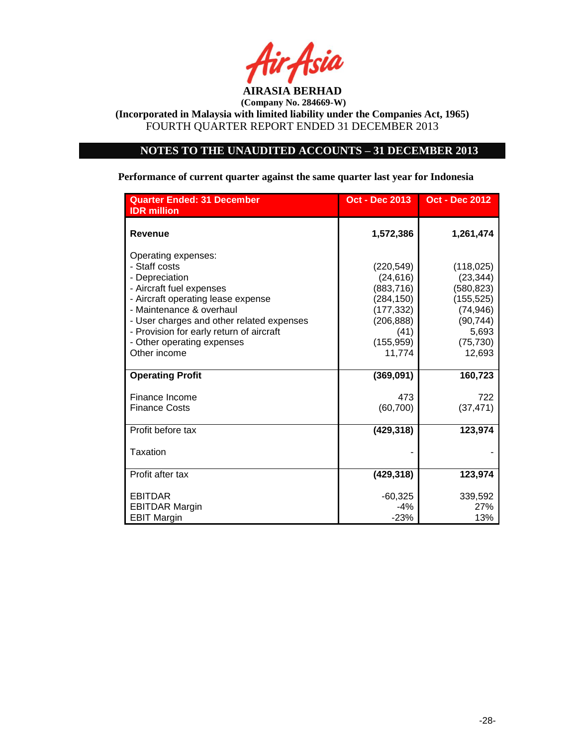**AIRASIA BERHAD**
**(Company No. 284669-W)**
**(Incorporated in Malaysia with limited liability under the Companies Act, 1965)**
FOURTH QUARTER REPORT ENDED 31 DECEMBER 2013

## NOTES TO THE UNAUDITED ACCOUNTS – 31 DECEMBER 2013

**Performance of current quarter against the same quarter last year for Indonesia**

| Quarter Ended: 31 December<br>IDR million | Oct - Dec 2013 | Oct - Dec 2012 |
|---|---|---|
| **Revenue** | **1,572,386** | **1,261,474** |
| Operating expenses: | | |
| - Staff costs | (220,549) | (118,025) |
| - Depreciation | (24,616) | (23,344) |
| - Aircraft fuel expenses | (883,716) | (580,823) |
| - Aircraft operating lease expense | (284,150) | (155,525) |
| - Maintenance & overhaul | (177,332) | (74,946) |
| - User charges and other related expenses | (206,888) | (90,744) |
| - Provision for early return of aircraft | (41) | 5,693 |
| - Other operating expenses | (155,959) | (75,730) |
| Other income | 11,774 | 12,693 |
| **Operating Profit** | **(369,091)** | **160,723** |
| Finance Income | 473 | 722 |
| Finance Costs | (60,700) | (37,471) |
| Profit before tax | **(429,318)** | **123,974** |
| Taxation | - | - |
| Profit after tax | **(429,318)** | **123,974** |
| EBITDAR | -60,325 | 339,592 |
| EBITDAR Margin | -4% | 27% |
| EBIT Margin | -23% | 13% |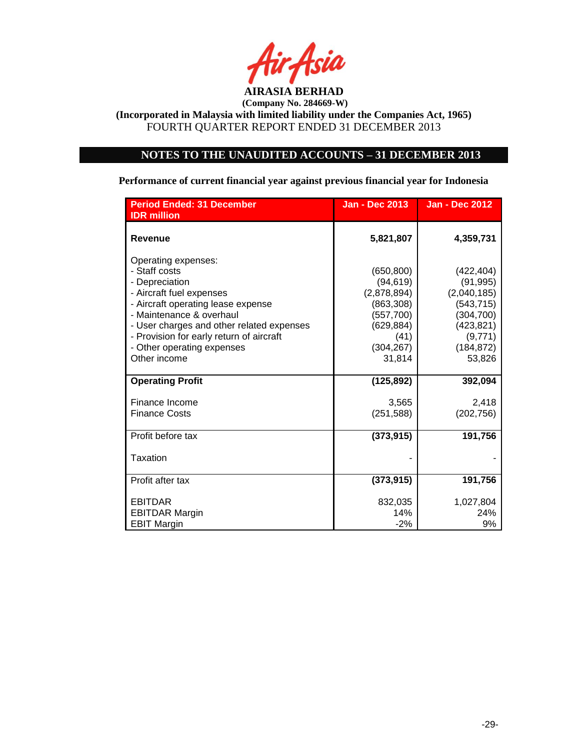**AIRASIA BERHAD**
**(Company No. 284669-W)**
**(Incorporated in Malaysia with limited liability under the Companies Act, 1965)**
FOURTH QUARTER REPORT ENDED 31 DECEMBER 2013

## NOTES TO THE UNAUDITED ACCOUNTS – 31 DECEMBER 2013

**Performance of current financial year against previous financial year for Indonesia**

| Period Ended: 31 December<br>IDR million | Jan - Dec 2013 | Jan - Dec 2012 |
|---|---|---|
| **Revenue** | **5,821,807** | **4,359,731** |
| Operating expenses: | | |
| - Staff costs | (650,800) | (422,404) |
| - Depreciation | (94,619) | (91,995) |
| - Aircraft fuel expenses | (2,878,894) | (2,040,185) |
| - Aircraft operating lease expense | (863,308) | (543,715) |
| - Maintenance & overhaul | (557,700) | (304,700) |
| - User charges and other related expenses | (629,884) | (423,821) |
| - Provision for early return of aircraft | (41) | (9,771) |
| - Other operating expenses | (304,267) | (184,872) |
| Other income | 31,814 | 53,826 |
| **Operating Profit** | **(125,892)** | **392,094** |
| Finance Income | 3,565 | 2,418 |
| Finance Costs | (251,588) | (202,756) |
| Profit before tax | **(373,915)** | **191,756** |
| Taxation | - | - |
| Profit after tax | **(373,915)** | **191,756** |
| EBITDAR | 832,035 | 1,027,804 |
| EBITDAR Margin | 14% | 24% |
| EBIT Margin | -2% | 9% |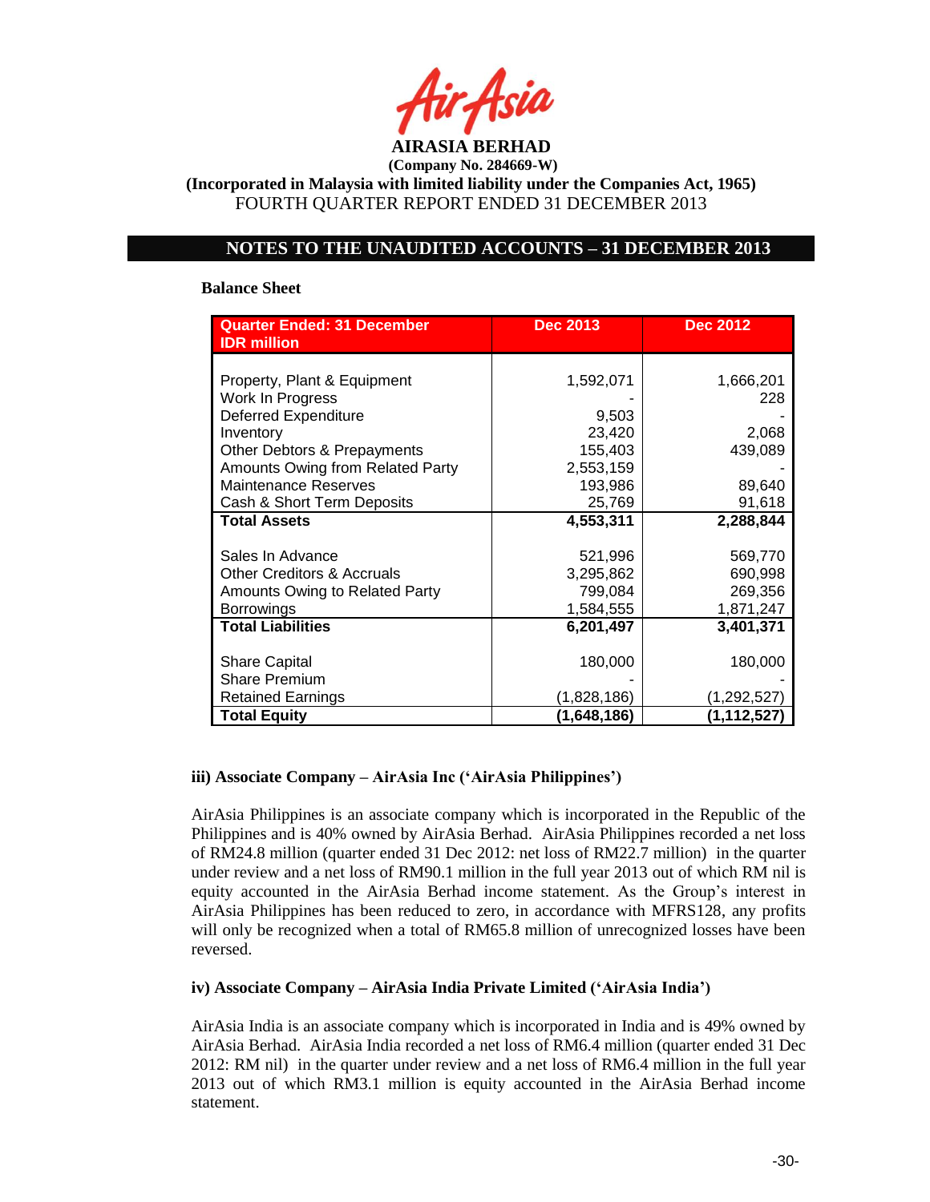## NOTES TO THE UNAUDITED ACCOUNTS – 31 DECEMBER 2013

**Balance Sheet**

| Quarter Ended: 31 December IDR million | Dec 2013 | Dec 2012 |
|---|---|---|
| Property, Plant & Equipment | 1,592,071 | 1,666,201 |
| Work In Progress | - | 228 |
| Deferred Expenditure | 9,503 | - |
| Inventory | 23,420 | 2,068 |
| Other Debtors & Prepayments | 155,403 | 439,089 |
| Amounts Owing from Related Party | 2,553,159 | - |
| Maintenance Reserves | 193,986 | 89,640 |
| Cash & Short Term Deposits | 25,769 | 91,618 |
| **Total Assets** | **4,553,311** | **2,288,844** |
| Sales In Advance | 521,996 | 569,770 |
| Other Creditors & Accruals | 3,295,862 | 690,998 |
| Amounts Owing to Related Party | 799,084 | 269,356 |
| Borrowings | 1,584,555 | 1,871,247 |
| **Total Liabilities** | **6,201,497** | **3,401,371** |
| Share Capital | 180,000 | 180,000 |
| Share Premium | - | - |
| Retained Earnings | (1,828,186) | (1,292,527) |
| **Total Equity** | **(1,648,186)** | **(1,112,527)** |

### iii) Associate Company – AirAsia Inc ('AirAsia Philippines')

AirAsia Philippines is an associate company which is incorporated in the Republic of the Philippines and is 40% owned by AirAsia Berhad. AirAsia Philippines recorded a net loss of RM24.8 million (quarter ended 31 Dec 2012: net loss of RM22.7 million) in the quarter under review and a net loss of RM90.1 million in the full year 2013 out of which RM nil is equity accounted in the AirAsia Berhad income statement. As the Group's interest in AirAsia Philippines has been reduced to zero, in accordance with MFRS128, any profits will only be recognized when a total of RM65.8 million of unrecognized losses have been reversed.

### iv) Associate Company – AirAsia India Private Limited ('AirAsia India')

AirAsia India is an associate company which is incorporated in India and is 49% owned by AirAsia Berhad. AirAsia India recorded a net loss of RM6.4 million (quarter ended 31 Dec 2012: RM nil) in the quarter under review and a net loss of RM6.4 million in the full year 2013 out of which RM3.1 million is equity accounted in the AirAsia Berhad income statement.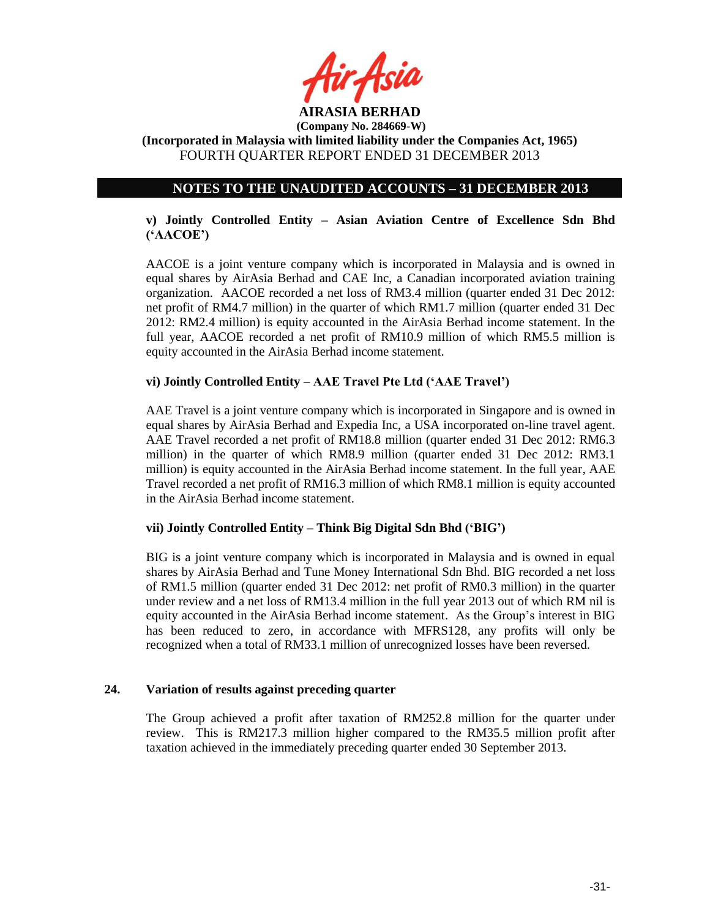## NOTES TO THE UNAUDITED ACCOUNTS – 31 DECEMBER 2013

**v) Jointly Controlled Entity – Asian Aviation Centre of Excellence Sdn Bhd ('AACOE')**

AACOE is a joint venture company which is incorporated in Malaysia and is owned in equal shares by AirAsia Berhad and CAE Inc, a Canadian incorporated aviation training organization. AACOE recorded a net loss of RM3.4 million (quarter ended 31 Dec 2012: net profit of RM4.7 million) in the quarter of which RM1.7 million (quarter ended 31 Dec 2012: RM2.4 million) is equity accounted in the AirAsia Berhad income statement. In the full year, AACOE recorded a net profit of RM10.9 million of which RM5.5 million is equity accounted in the AirAsia Berhad income statement.

**vi) Jointly Controlled Entity – AAE Travel Pte Ltd ('AAE Travel')**

AAE Travel is a joint venture company which is incorporated in Singapore and is owned in equal shares by AirAsia Berhad and Expedia Inc, a USA incorporated on-line travel agent. AAE Travel recorded a net profit of RM18.8 million (quarter ended 31 Dec 2012: RM6.3 million) in the quarter of which RM8.9 million (quarter ended 31 Dec 2012: RM3.1 million) is equity accounted in the AirAsia Berhad income statement. In the full year, AAE Travel recorded a net profit of RM16.3 million of which RM8.1 million is equity accounted in the AirAsia Berhad income statement.

**vii) Jointly Controlled Entity – Think Big Digital Sdn Bhd ('BIG')**

BIG is a joint venture company which is incorporated in Malaysia and is owned in equal shares by AirAsia Berhad and Tune Money International Sdn Bhd. BIG recorded a net loss of RM1.5 million (quarter ended 31 Dec 2012: net profit of RM0.3 million) in the quarter under review and a net loss of RM13.4 million in the full year 2013 out of which RM nil is equity accounted in the AirAsia Berhad income statement. As the Group's interest in BIG has been reduced to zero, in accordance with MFRS128, any profits will only be recognized when a total of RM33.1 million of unrecognized losses have been reversed.

### 24. Variation of results against preceding quarter

The Group achieved a profit after taxation of RM252.8 million for the quarter under review. This is RM217.3 million higher compared to the RM35.5 million profit after taxation achieved in the immediately preceding quarter ended 30 September 2013.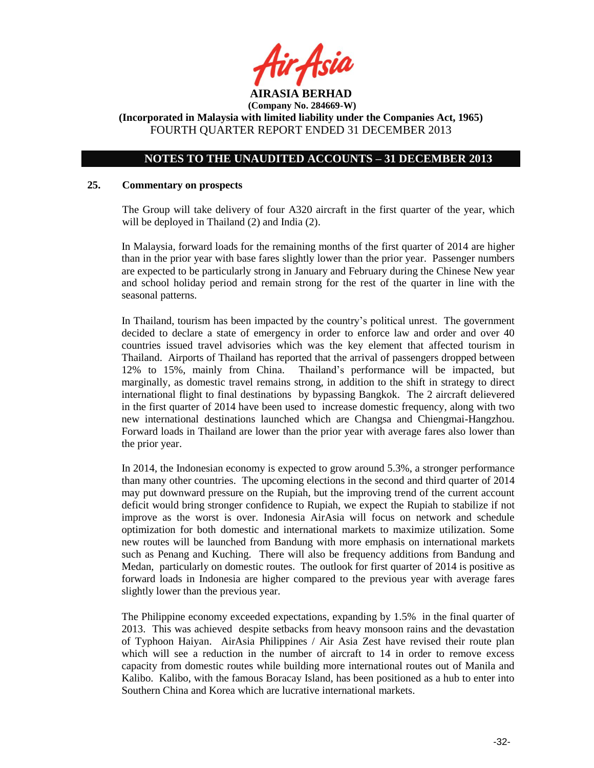**AIRASIA BERHAD**
**(Company No. 284669-W)**
**(Incorporated in Malaysia with limited liability under the Companies Act, 1965)**
FOURTH QUARTER REPORT ENDED 31 DECEMBER 2013

## NOTES TO THE UNAUDITED ACCOUNTS – 31 DECEMBER 2013

### 25. Commentary on prospects

The Group will take delivery of four A320 aircraft in the first quarter of the year, which will be deployed in Thailand (2) and India (2).

In Malaysia, forward loads for the remaining months of the first quarter of 2014 are higher than in the prior year with base fares slightly lower than the prior year. Passenger numbers are expected to be particularly strong in January and February during the Chinese New year and school holiday period and remain strong for the rest of the quarter in line with the seasonal patterns.

In Thailand, tourism has been impacted by the country's political unrest. The government decided to declare a state of emergency in order to enforce law and order and over 40 countries issued travel advisories which was the key element that affected tourism in Thailand. Airports of Thailand has reported that the arrival of passengers dropped between 12% to 15%, mainly from China. Thailand's performance will be impacted, but marginally, as domestic travel remains strong, in addition to the shift in strategy to direct international flight to final destinations by bypassing Bangkok. The 2 aircraft delievered in the first quarter of 2014 have been used to increase domestic frequency, along with two new international destinations launched which are Changsa and Chiengmai-Hangzhou. Forward loads in Thailand are lower than the prior year with average fares also lower than the prior year.

In 2014, the Indonesian economy is expected to grow around 5.3%, a stronger performance than many other countries. The upcoming elections in the second and third quarter of 2014 may put downward pressure on the Rupiah, but the improving trend of the current account deficit would bring stronger confidence to Rupiah, we expect the Rupiah to stabilize if not improve as the worst is over. Indonesia AirAsia will focus on network and schedule optimization for both domestic and international markets to maximize utilization. Some new routes will be launched from Bandung with more emphasis on international markets such as Penang and Kuching. There will also be frequency additions from Bandung and Medan, particularly on domestic routes. The outlook for first quarter of 2014 is positive as forward loads in Indonesia are higher compared to the previous year with average fares slightly lower than the previous year.

The Philippine economy exceeded expectations, expanding by 1.5% in the final quarter of 2013. This was achieved despite setbacks from heavy monsoon rains and the devastation of Typhoon Haiyan. AirAsia Philippines / Air Asia Zest have revised their route plan which will see a reduction in the number of aircraft to 14 in order to remove excess capacity from domestic routes while building more international routes out of Manila and Kalibo. Kalibo, with the famous Boracay Island, has been positioned as a hub to enter into Southern China and Korea which are lucrative international markets.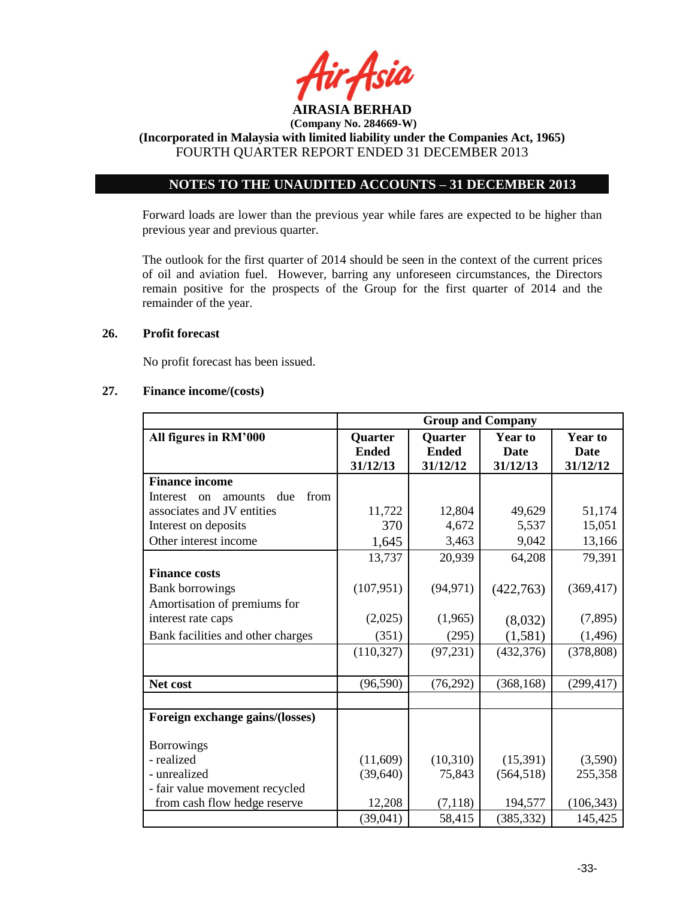AIRASIA BERHAD
(Company No. 284669-W)
(Incorporated in Malaysia with limited liability under the Companies Act, 1965)
FOURTH QUARTER REPORT ENDED 31 DECEMBER 2013

## NOTES TO THE UNAUDITED ACCOUNTS – 31 DECEMBER 2013

Forward loads are lower than the previous year while fares are expected to be higher than previous year and previous quarter.

The outlook for the first quarter of 2014 should be seen in the context of the current prices of oil and aviation fuel. However, barring any unforeseen circumstances, the Directors remain positive for the prospects of the Group for the first quarter of 2014 and the remainder of the year.

### 26. Profit forecast

No profit forecast has been issued.

### 27. Finance income/(costs)

| | Group and Company | | | |
|---|---|---|---|---|
| **All figures in RM'000** | **Quarter Ended 31/12/13** | **Quarter Ended 31/12/12** | **Year to Date 31/12/13** | **Year to Date 31/12/12** |
| **Finance income** | | | | |
| Interest on amounts due from associates and JV entities | 11,722 | 12,804 | 49,629 | 51,174 |
| Interest on deposits | 370 | 4,672 | 5,537 | 15,051 |
| Other interest income | 1,645 | 3,463 | 9,042 | 13,166 |
| | 13,737 | 20,939 | 64,208 | 79,391 |
| **Finance costs** | | | | |
| Bank borrowings | (107,951) | (94,971) | (422,763) | (369,417) |
| Amortisation of premiums for interest rate caps | (2,025) | (1,965) | (8,032) | (7,895) |
| Bank facilities and other charges | (351) | (295) | (1,581) | (1,496) |
| | (110,327) | (97,231) | (432,376) | (378,808) |
| **Net cost** | (96,590) | (76,292) | (368,168) | (299,417) |
| | | | | |
| **Foreign exchange gains/(losses)** | | | | |
| Borrowings | | | | |
| - realized | (11,609) | (10,310) | (15,391) | (3,590) |
| - unrealized | (39,640) | 75,843 | (564,518) | 255,358 |
| - fair value movement recycled from cash flow hedge reserve | 12,208 | (7,118) | 194,577 | (106,343) |
| | (39,041) | 58,415 | (385,332) | 145,425 |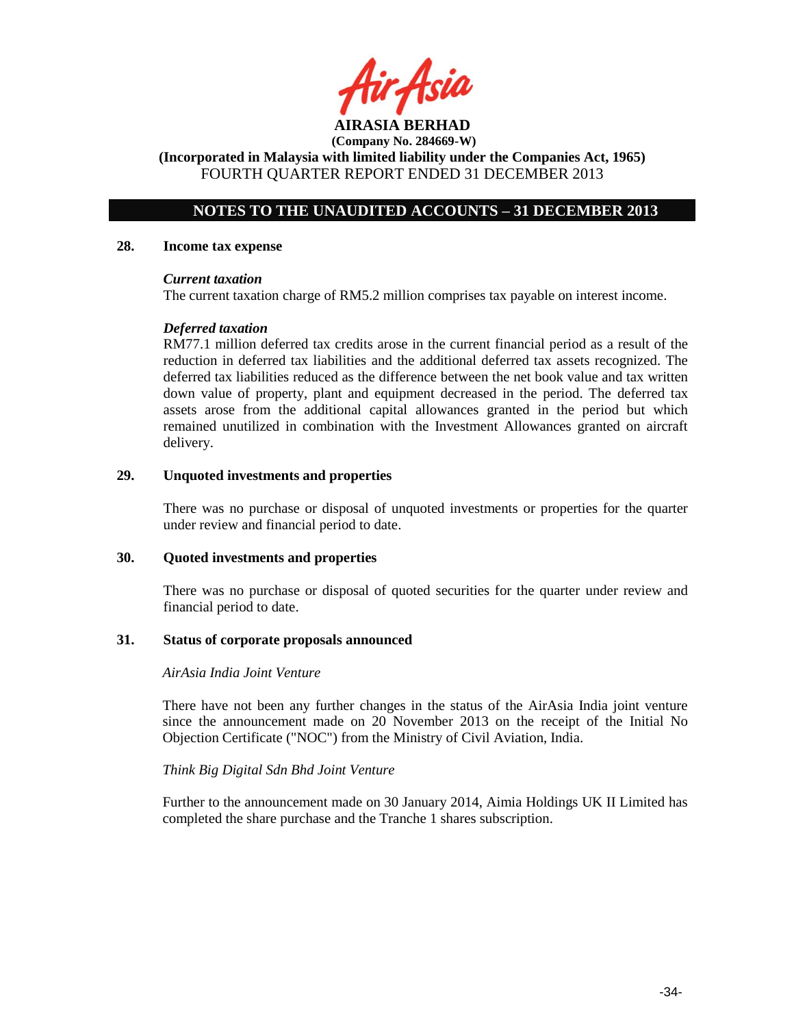**AIRASIA BERHAD**
**(Company No. 284669-W)**
**(Incorporated in Malaysia with limited liability under the Companies Act, 1965)**
FOURTH QUARTER REPORT ENDED 31 DECEMBER 2013

## NOTES TO THE UNAUDITED ACCOUNTS – 31 DECEMBER 2013

### 28. Income tax expense

***Current taxation***

The current taxation charge of RM5.2 million comprises tax payable on interest income.

***Deferred taxation***

RM77.1 million deferred tax credits arose in the current financial period as a result of the reduction in deferred tax liabilities and the additional deferred tax assets recognized. The deferred tax liabilities reduced as the difference between the net book value and tax written down value of property, plant and equipment decreased in the period. The deferred tax assets arose from the additional capital allowances granted in the period but which remained unutilized in combination with the Investment Allowances granted on aircraft delivery.

### 29. Unquoted investments and properties

There was no purchase or disposal of unquoted investments or properties for the quarter under review and financial period to date.

### 30. Quoted investments and properties

There was no purchase or disposal of quoted securities for the quarter under review and financial period to date.

### 31. Status of corporate proposals announced

*AirAsia India Joint Venture*

There have not been any further changes in the status of the AirAsia India joint venture since the announcement made on 20 November 2013 on the receipt of the Initial No Objection Certificate ("NOC") from the Ministry of Civil Aviation, India.

*Think Big Digital Sdn Bhd Joint Venture*

Further to the announcement made on 30 January 2014, Aimia Holdings UK II Limited has completed the share purchase and the Tranche 1 shares subscription.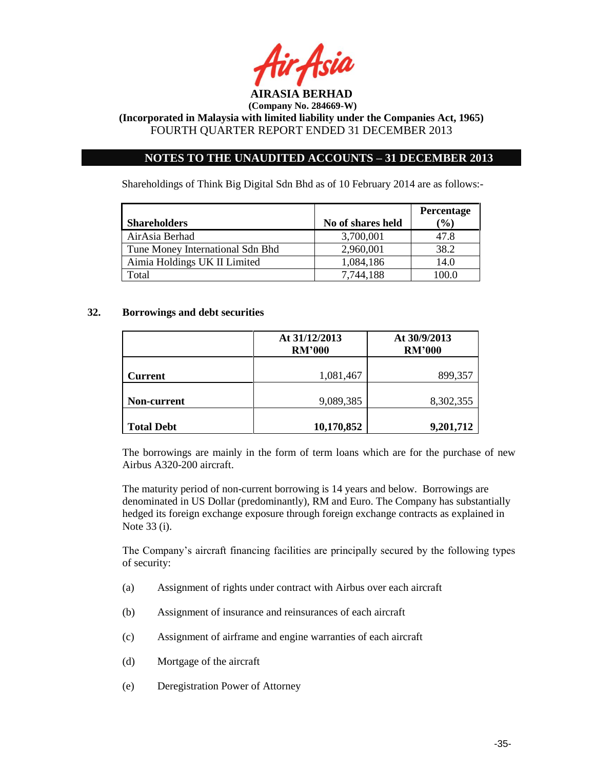Shareholdings of Think Big Digital Sdn Bhd as of 10 February 2014 are as follows:-

| Shareholders | No of shares held | Percentage (%) |
|---|---|---|
| AirAsia Berhad | 3,700,001 | 47.8 |
| Tune Money International Sdn Bhd | 2,960,001 | 38.2 |
| Aimia Holdings UK II Limited | 1,084,186 | 14.0 |
| Total | 7,744,188 | 100.0 |

## 32. Borrowings and debt securities

| | At 31/12/2013 RM'000 | At 30/9/2013 RM'000 |
|---|---|---|
| **Current** | 1,081,467 | 899,357 |
| **Non-current** | 9,089,385 | 8,302,355 |
| **Total Debt** | **10,170,852** | **9,201,712** |

The borrowings are mainly in the form of term loans which are for the purchase of new Airbus A320-200 aircraft.

The maturity period of non-current borrowing is 14 years and below. Borrowings are denominated in US Dollar (predominantly), RM and Euro. The Company has substantially hedged its foreign exchange exposure through foreign exchange contracts as explained in Note 33 (i).

The Company's aircraft financing facilities are principally secured by the following types of security:

(a) Assignment of rights under contract with Airbus over each aircraft

(b) Assignment of insurance and reinsurances of each aircraft

(c) Assignment of airframe and engine warranties of each aircraft

(d) Mortgage of the aircraft

(e) Deregistration Power of Attorney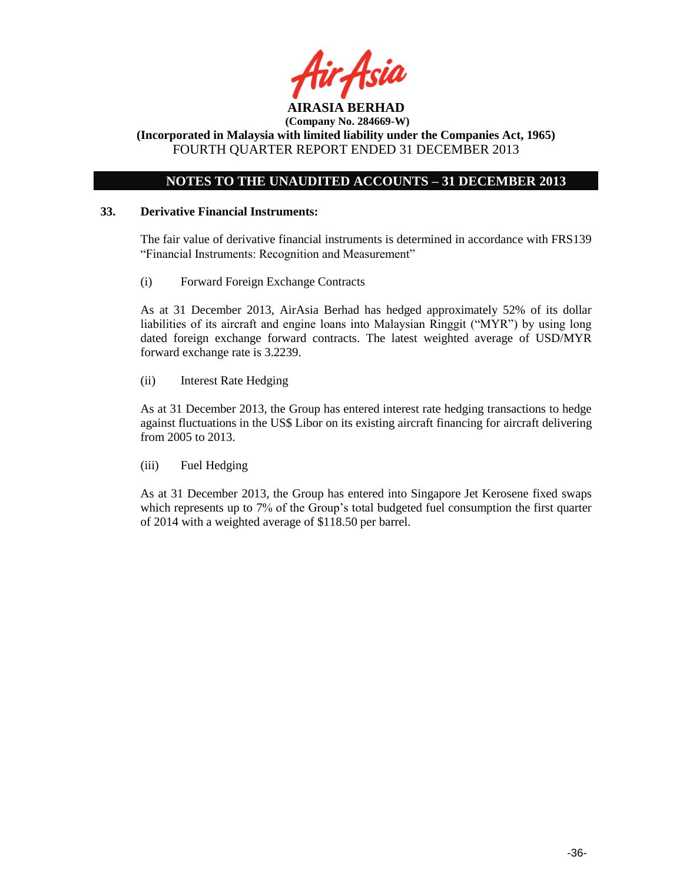**AIRASIA BERHAD**
**(Company No. 284669-W)**
**(Incorporated in Malaysia with limited liability under the Companies Act, 1965)**
FOURTH QUARTER REPORT ENDED 31 DECEMBER 2013

## NOTES TO THE UNAUDITED ACCOUNTS – 31 DECEMBER 2013

### 33. Derivative Financial Instruments:

The fair value of derivative financial instruments is determined in accordance with FRS139 "Financial Instruments: Recognition and Measurement"

(i) Forward Foreign Exchange Contracts

As at 31 December 2013, AirAsia Berhad has hedged approximately 52% of its dollar liabilities of its aircraft and engine loans into Malaysian Ringgit ("MYR") by using long dated foreign exchange forward contracts. The latest weighted average of USD/MYR forward exchange rate is 3.2239.

(ii) Interest Rate Hedging

As at 31 December 2013, the Group has entered interest rate hedging transactions to hedge against fluctuations in the US$ Libor on its existing aircraft financing for aircraft delivering from 2005 to 2013.

(iii) Fuel Hedging

As at 31 December 2013, the Group has entered into Singapore Jet Kerosene fixed swaps which represents up to 7% of the Group's total budgeted fuel consumption the first quarter of 2014 with a weighted average of $118.50 per barrel.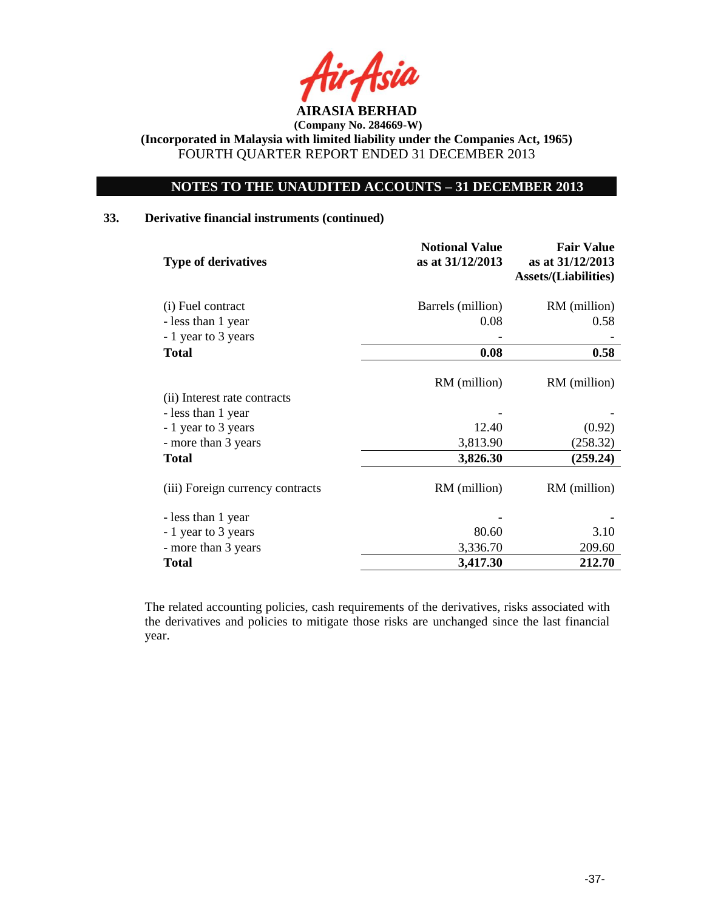**AIRASIA BERHAD**
**(Company No. 284669-W)**
**(Incorporated in Malaysia with limited liability under the Companies Act, 1965)**
FOURTH QUARTER REPORT ENDED 31 DECEMBER 2013

## NOTES TO THE UNAUDITED ACCOUNTS – 31 DECEMBER 2013

### 33. Derivative financial instruments (continued)

| Type of derivatives | Notional Value as at 31/12/2013 | Fair Value as at 31/12/2013 Assets/(Liabilities) |
|---|---|---|
| (i) Fuel contract | Barrels (million) | RM (million) |
| - less than 1 year | 0.08 | 0.58 |
| - 1 year to 3 years | - | - |
| **Total** | **0.08** | **0.58** |
| | RM (million) | RM (million) |
| (ii) Interest rate contracts | | |
| - less than 1 year | - | - |
| - 1 year to 3 years | 12.40 | (0.92) |
| - more than 3 years | 3,813.90 | (258.32) |
| **Total** | **3,826.30** | **(259.24)** |
| (iii) Foreign currency contracts | RM (million) | RM (million) |
| - less than 1 year | - | - |
| - 1 year to 3 years | 80.60 | 3.10 |
| - more than 3 years | 3,336.70 | 209.60 |
| **Total** | **3,417.30** | **212.70** |

The related accounting policies, cash requirements of the derivatives, risks associated with the derivatives and policies to mitigate those risks are unchanged since the last financial year.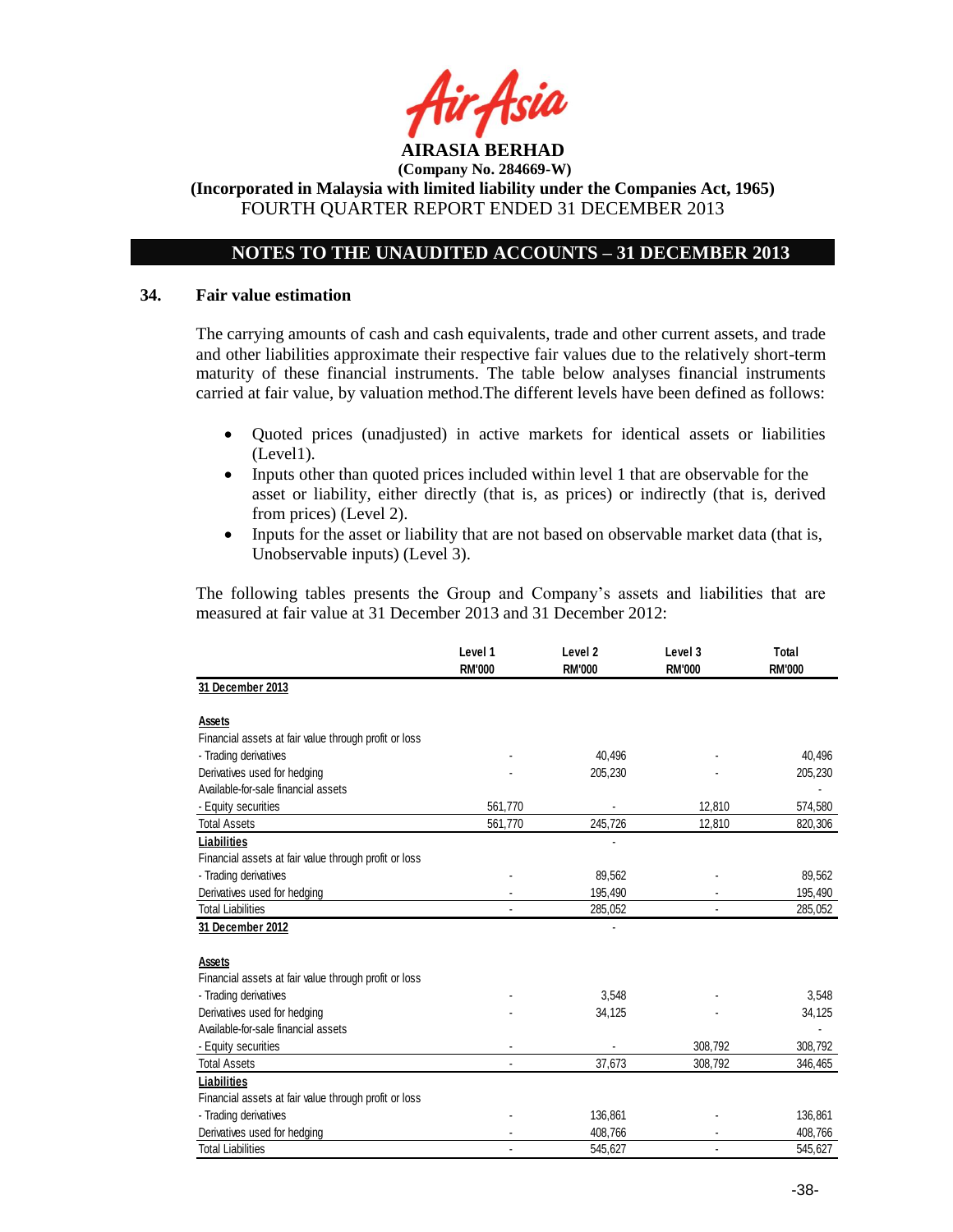**AIRASIA BERHAD**
**(Company No. 284669-W)**
**(Incorporated in Malaysia with limited liability under the Companies Act, 1965)**
FOURTH QUARTER REPORT ENDED 31 DECEMBER 2013

## NOTES TO THE UNAUDITED ACCOUNTS – 31 DECEMBER 2013

### 34. Fair value estimation

The carrying amounts of cash and cash equivalents, trade and other current assets, and trade and other liabilities approximate their respective fair values due to the relatively short-term maturity of these financial instruments. The table below analyses financial instruments carried at fair value, by valuation method.The different levels have been defined as follows:

- Quoted prices (unadjusted) in active markets for identical assets or liabilities (Level1).
- Inputs other than quoted prices included within level 1 that are observable for the asset or liability, either directly (that is, as prices) or indirectly (that is, derived from prices) (Level 2).
- Inputs for the asset or liability that are not based on observable market data (that is, Unobservable inputs) (Level 3).

The following tables presents the Group and Company's assets and liabilities that are measured at fair value at 31 December 2013 and 31 December 2012:

| | Level 1<br>RM'000 | Level 2<br>RM'000 | Level 3<br>RM'000 | Total<br>RM'000 |
|---|---|---|---|---|
| **31 December 2013** | | | | |
| **Assets** | | | | |
| Financial assets at fair value through profit or loss | | | | |
| - Trading derivatives | - | 40,496 | - | 40,496 |
| Derivatives used for hedging | - | 205,230 | - | 205,230 |
| Available-for-sale financial assets | | | | - |
| - Equity securities | 561,770 | - | 12,810 | 574,580 |
| Total Assets | 561,770 | 245,726 | 12,810 | 820,306 |
| **Liabilities** | | - | | |
| Financial assets at fair value through profit or loss | | | | |
| - Trading derivatives | - | 89,562 | - | 89,562 |
| Derivatives used for hedging | - | 195,490 | - | 195,490 |
| Total Liabilities | - | 285,052 | - | 285,052 |
| **31 December 2012** | | - | | |
| **Assets** | | | | |
| Financial assets at fair value through profit or loss | | | | |
| - Trading derivatives | - | 3,548 | - | 3,548 |
| Derivatives used for hedging | - | 34,125 | - | 34,125 |
| Available-for-sale financial assets | | | | - |
| - Equity securities | - | - | 308,792 | 308,792 |
| Total Assets | - | 37,673 | 308,792 | 346,465 |
| **Liabilities** | | | | |
| Financial assets at fair value through profit or loss | | | | |
| - Trading derivatives | - | 136,861 | - | 136,861 |
| Derivatives used for hedging | - | 408,766 | - | 408,766 |
| Total Liabilities | - | 545,627 | - | 545,627 |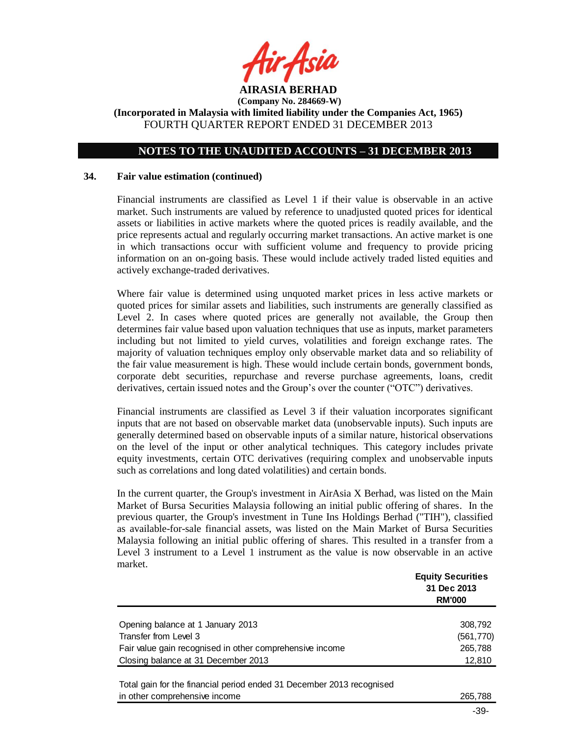## 34. Fair value estimation (continued)

Financial instruments are classified as Level 1 if their value is observable in an active market. Such instruments are valued by reference to unadjusted quoted prices for identical assets or liabilities in active markets where the quoted prices is readily available, and the price represents actual and regularly occurring market transactions. An active market is one in which transactions occur with sufficient volume and frequency to provide pricing information on an on-going basis. These would include actively traded listed equities and actively exchange-traded derivatives.

Where fair value is determined using unquoted market prices in less active markets or quoted prices for similar assets and liabilities, such instruments are generally classified as Level 2. In cases where quoted prices are generally not available, the Group then determines fair value based upon valuation techniques that use as inputs, market parameters including but not limited to yield curves, volatilities and foreign exchange rates. The majority of valuation techniques employ only observable market data and so reliability of the fair value measurement is high. These would include certain bonds, government bonds, corporate debt securities, repurchase and reverse purchase agreements, loans, credit derivatives, certain issued notes and the Group's over the counter ("OTC") derivatives.

Financial instruments are classified as Level 3 if their valuation incorporates significant inputs that are not based on observable market data (unobservable inputs). Such inputs are generally determined based on observable inputs of a similar nature, historical observations on the level of the input or other analytical techniques. This category includes private equity investments, certain OTC derivatives (requiring complex and unobservable inputs such as correlations and long dated volatilities) and certain bonds.

In the current quarter, the Group's investment in AirAsia X Berhad, was listed on the Main Market of Bursa Securities Malaysia following an initial public offering of shares. In the previous quarter, the Group's investment in Tune Ins Holdings Berhad ("TIH"), classified as available-for-sale financial assets, was listed on the Main Market of Bursa Securities Malaysia following an initial public offering of shares. This resulted in a transfer from a Level 3 instrument to a Level 1 instrument as the value is now observable in an active market.

| | Equity Securities 31 Dec 2013 RM'000 |
|---|---|
| Opening balance at 1 January 2013 | 308,792 |
| Transfer from Level 3 | (561,770) |
| Fair value gain recognised in other comprehensive income | 265,788 |
| Closing balance at 31 December 2013 | 12,810 |
| | |
| Total gain for the financial period ended 31 December 2013 recognised in other comprehensive income | 265,788 |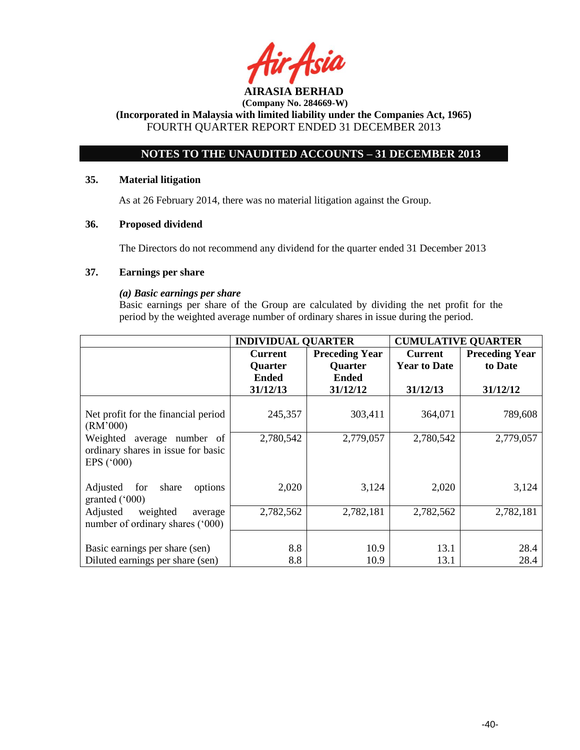**AIRASIA BERHAD**
**(Company No. 284669-W)**
**(Incorporated in Malaysia with limited liability under the Companies Act, 1965)**
FOURTH QUARTER REPORT ENDED 31 DECEMBER 2013

## NOTES TO THE UNAUDITED ACCOUNTS – 31 DECEMBER 2013

### 35. Material litigation

As at 26 February 2014, there was no material litigation against the Group.

### 36. Proposed dividend

The Directors do not recommend any dividend for the quarter ended 31 December 2013

### 37. Earnings per share

***(a) Basic earnings per share***

Basic earnings per share of the Group are calculated by dividing the net profit for the period by the weighted average number of ordinary shares in issue during the period.

| | **INDIVIDUAL QUARTER** | | **CUMULATIVE QUARTER** | |
|---|---|---|---|---|
| | **Current Quarter Ended 31/12/13** | **Preceding Year Quarter Ended 31/12/12** | **Current Year to Date 31/12/13** | **Preceding Year to Date 31/12/12** |
| Net profit for the financial period (RM'000) | 245,357 | 303,411 | 364,071 | 789,608 |
| Weighted average number of ordinary shares in issue for basic EPS ('000) | 2,780,542 | 2,779,057 | 2,780,542 | 2,779,057 |
| Adjusted for share options granted ('000) | 2,020 | 3,124 | 2,020 | 3,124 |
| Adjusted weighted average number of ordinary shares ('000) | 2,782,562 | 2,782,181 | 2,782,562 | 2,782,181 |
| Basic earnings per share (sen) | 8.8 | 10.9 | 13.1 | 28.4 |
| Diluted earnings per share (sen) | 8.8 | 10.9 | 13.1 | 28.4 |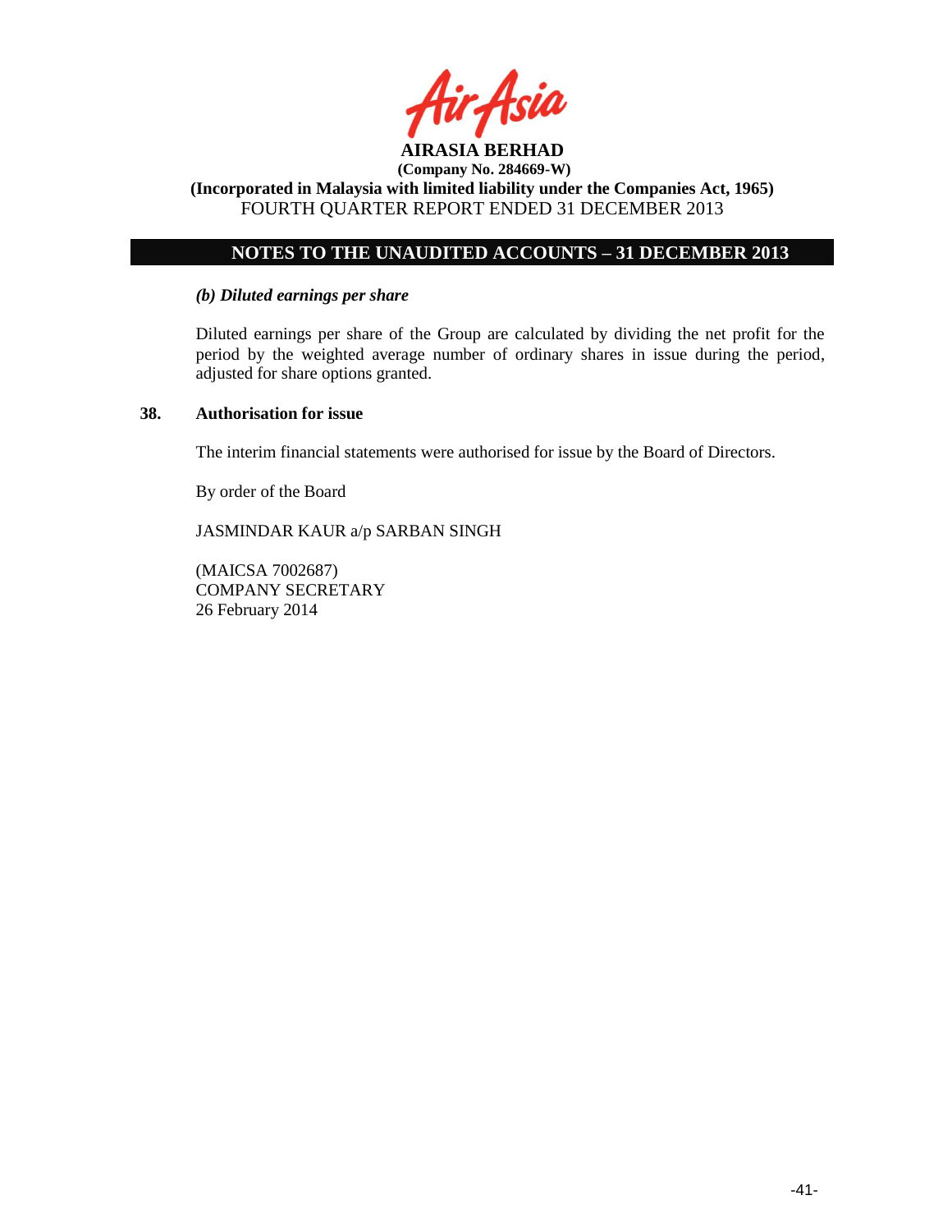## NOTES TO THE UNAUDITED ACCOUNTS – 31 DECEMBER 2013

### *(b) Diluted earnings per share*

Diluted earnings per share of the Group are calculated by dividing the net profit for the period by the weighted average number of ordinary shares in issue during the period, adjusted for share options granted.

## 38. Authorisation for issue

The interim financial statements were authorised for issue by the Board of Directors.

By order of the Board

JASMINDAR KAUR a/p SARBAN SINGH

(MAICSA 7002687)
COMPANY SECRETARY
26 February 2014